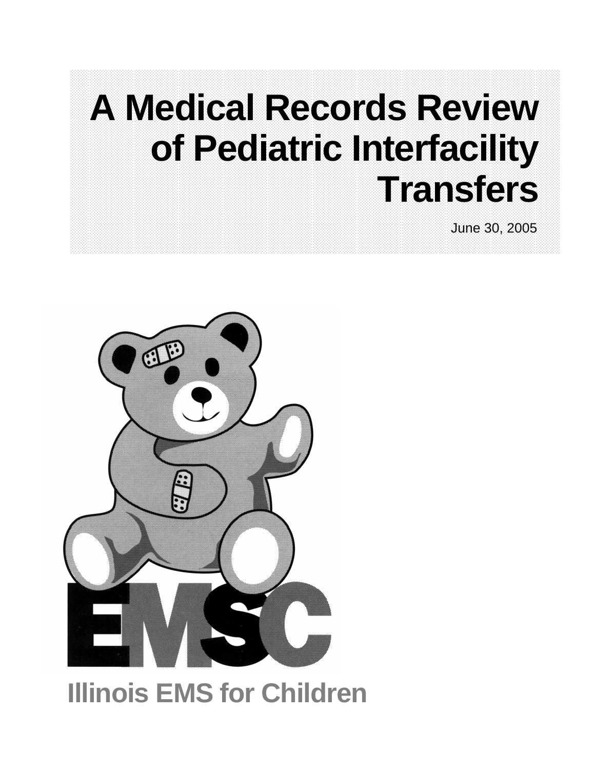# A Medical Records Review of Pediatric Interfacility Transfers

June 30, 2005

EMSC

Illinois EMS for Children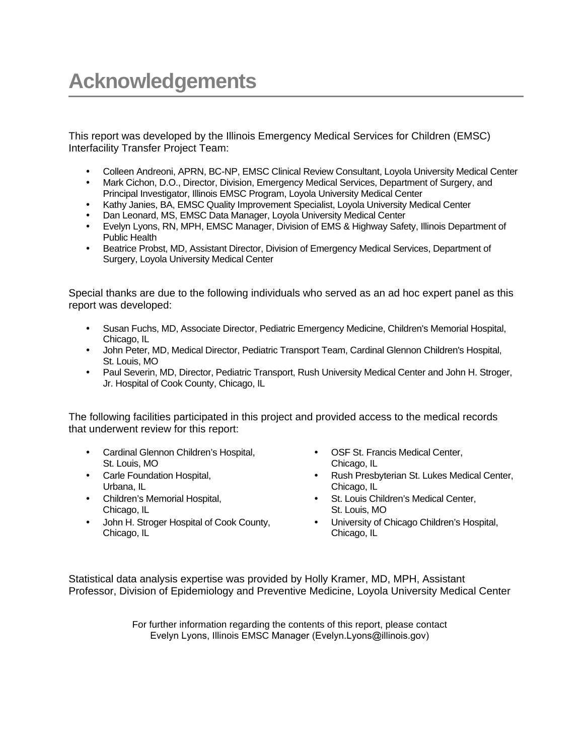# Acknowledgements

This report was developed by the Illinois Emergency Medical Services for Children (EMSC) Interfacility Transfer Project Team:

- Colleen Andreoni, APRN, BC-NP, EMSC Clinical Review Consultant, Loyola University Medical Center
- Mark Cichon, D.O., Director, Division, Emergency Medical Services, Department of Surgery, and Principal Investigator, Illinois EMSC Program, Loyola University Medical Center
- Kathy Janies, BA, EMSC Quality Improvement Specialist, Loyola University Medical Center
- Dan Leonard, MS, EMSC Data Manager, Loyola University Medical Center
- Evelyn Lyons, RN, MPH, EMSC Manager, Division of EMS & Highway Safety, Illinois Department of Public Health
- Beatrice Probst, MD, Assistant Director, Division of Emergency Medical Services, Department of Surgery, Loyola University Medical Center

Special thanks are due to the following individuals who served as an ad hoc expert panel as this report was developed:

- Susan Fuchs, MD, Associate Director, Pediatric Emergency Medicine, Children's Memorial Hospital, Chicago, IL
- John Peter, MD, Medical Director, Pediatric Transport Team, Cardinal Glennon Children's Hospital, St. Louis, MO
- Paul Severin, MD, Director, Pediatric Transport, Rush University Medical Center and John H. Stroger, Jr. Hospital of Cook County, Chicago, IL

The following facilities participated in this project and provided access to the medical records that underwent review for this report:

- Cardinal Glennon Children's Hospital, St. Louis, MO
- Carle Foundation Hospital, Urbana, IL
- Children's Memorial Hospital, Chicago, IL
- John H. Stroger Hospital of Cook County, Chicago, IL
- OSF St. Francis Medical Center, Chicago, IL
- Rush Presbyterian St. Lukes Medical Center, Chicago, IL
- St. Louis Children's Medical Center, St. Louis, MO
- University of Chicago Children's Hospital, Chicago, IL

Statistical data analysis expertise was provided by Holly Kramer, MD, MPH, Assistant Professor, Division of Epidemiology and Preventive Medicine, Loyola University Medical Center

For further information regarding the contents of this report, please contact Evelyn Lyons, Illinois EMSC Manager (Evelyn.Lyons@illinois.gov)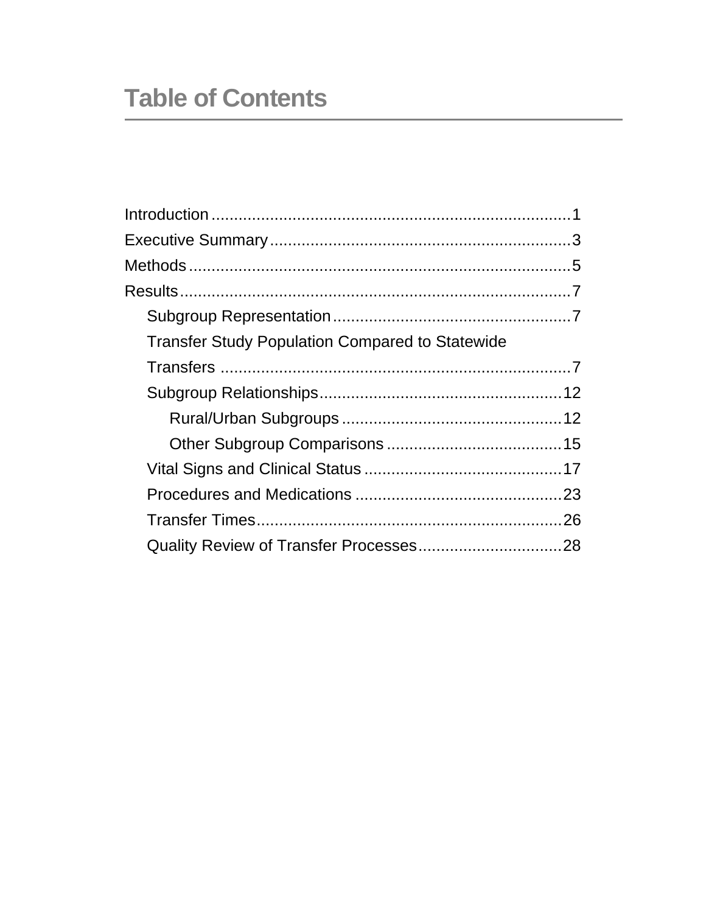# Table of Contents

- Introduction ........................................................................ 1
- Executive Summary .............................................................. 3
- Methods .............................................................................. 5
- Results ................................................................................ 7
  - Subgroup Representation ................................................. 7
  - Transfer Study Population Compared to Statewide Transfers ............................................................................ 7
  - Subgroup Relationships .................................................... 12
    - Rural/Urban Subgroups ................................................ 12
    - Other Subgroup Comparisons ....................................... 15
  - Vital Signs and Clinical Status ........................................... 17
  - Procedures and Medications .............................................. 23
  - Transfer Times ................................................................ 26
  - Quality Review of Transfer Processes ................................ 28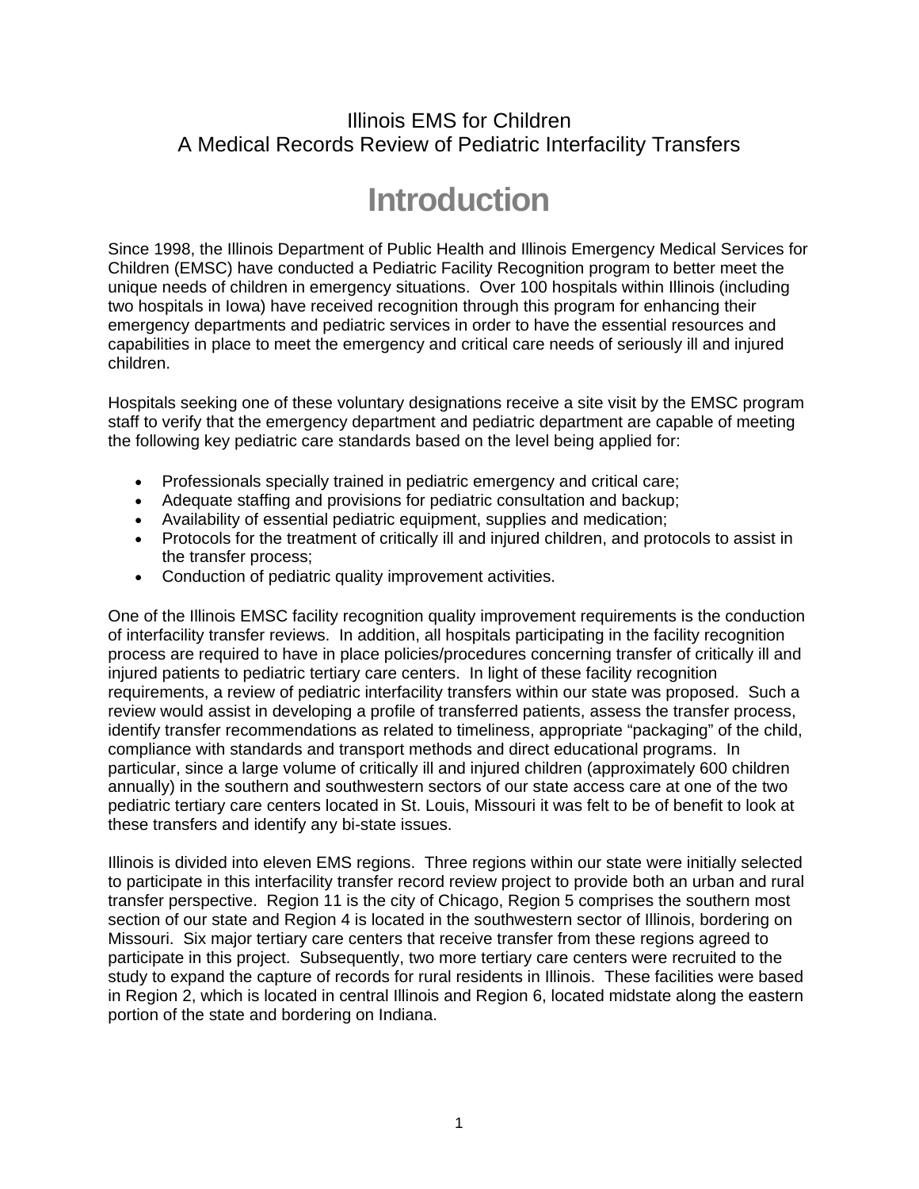Illinois EMS for Children
A Medical Records Review of Pediatric Interfacility Transfers

# Introduction

Since 1998, the Illinois Department of Public Health and Illinois Emergency Medical Services for Children (EMSC) have conducted a Pediatric Facility Recognition program to better meet the unique needs of children in emergency situations. Over 100 hospitals within Illinois (including two hospitals in Iowa) have received recognition through this program for enhancing their emergency departments and pediatric services in order to have the essential resources and capabilities in place to meet the emergency and critical care needs of seriously ill and injured children.

Hospitals seeking one of these voluntary designations receive a site visit by the EMSC program staff to verify that the emergency department and pediatric department are capable of meeting the following key pediatric care standards based on the level being applied for:

- Professionals specially trained in pediatric emergency and critical care;
- Adequate staffing and provisions for pediatric consultation and backup;
- Availability of essential pediatric equipment, supplies and medication;
- Protocols for the treatment of critically ill and injured children, and protocols to assist in the transfer process;
- Conduction of pediatric quality improvement activities.

One of the Illinois EMSC facility recognition quality improvement requirements is the conduction of interfacility transfer reviews. In addition, all hospitals participating in the facility recognition process are required to have in place policies/procedures concerning transfer of critically ill and injured patients to pediatric tertiary care centers. In light of these facility recognition requirements, a review of pediatric interfacility transfers within our state was proposed. Such a review would assist in developing a profile of transferred patients, assess the transfer process, identify transfer recommendations as related to timeliness, appropriate "packaging" of the child, compliance with standards and transport methods and direct educational programs. In particular, since a large volume of critically ill and injured children (approximately 600 children annually) in the southern and southwestern sectors of our state access care at one of the two pediatric tertiary care centers located in St. Louis, Missouri it was felt to be of benefit to look at these transfers and identify any bi-state issues.

Illinois is divided into eleven EMS regions. Three regions within our state were initially selected to participate in this interfacility transfer record review project to provide both an urban and rural transfer perspective. Region 11 is the city of Chicago, Region 5 comprises the southern most section of our state and Region 4 is located in the southwestern sector of Illinois, bordering on Missouri. Six major tertiary care centers that receive transfer from these regions agreed to participate in this project. Subsequently, two more tertiary care centers were recruited to the study to expand the capture of records for rural residents in Illinois. These facilities were based in Region 2, which is located in central Illinois and Region 6, located midstate along the eastern portion of the state and bordering on Indiana.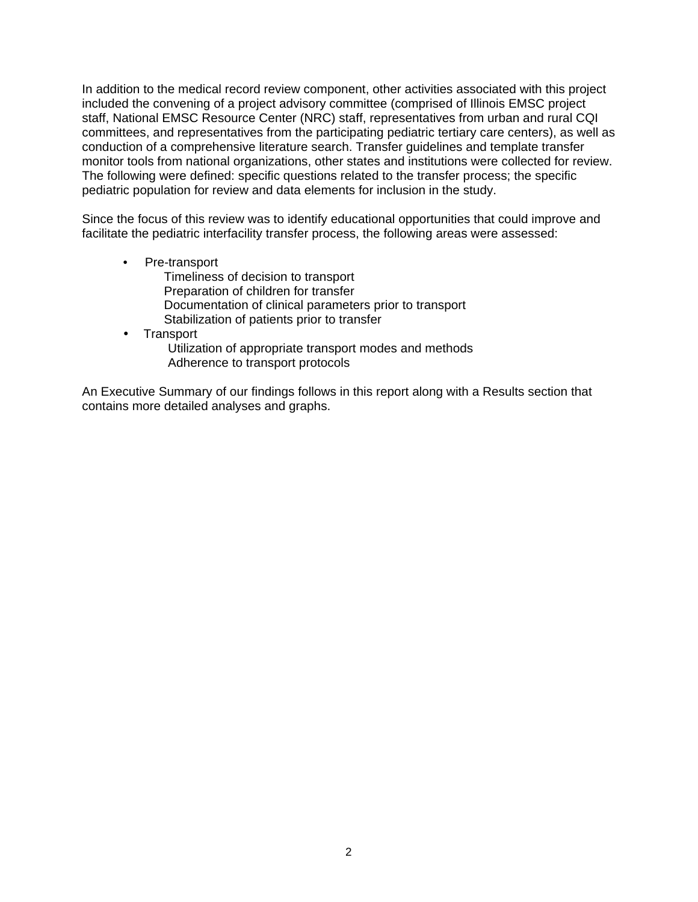In addition to the medical record review component, other activities associated with this project included the convening of a project advisory committee (comprised of Illinois EMSC project staff, National EMSC Resource Center (NRC) staff, representatives from urban and rural CQI committees, and representatives from the participating pediatric tertiary care centers), as well as conduction of a comprehensive literature search. Transfer guidelines and template transfer monitor tools from national organizations, other states and institutions were collected for review. The following were defined: specific questions related to the transfer process; the specific pediatric population for review and data elements for inclusion in the study.

Since the focus of this review was to identify educational opportunities that could improve and facilitate the pediatric interfacility transfer process, the following areas were assessed:

- Pre-transport
  - Timeliness of decision to transport
  - Preparation of children for transfer
  - Documentation of clinical parameters prior to transport
  - Stabilization of patients prior to transfer
- Transport
  - Utilization of appropriate transport modes and methods
  - Adherence to transport protocols

An Executive Summary of our findings follows in this report along with a Results section that contains more detailed analyses and graphs.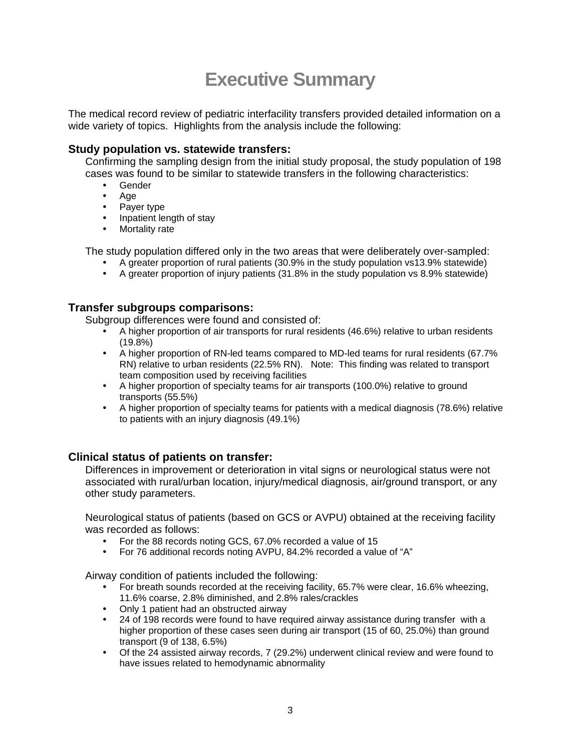# Executive Summary

The medical record review of pediatric interfacility transfers provided detailed information on a wide variety of topics. Highlights from the analysis include the following:

### Study population vs. statewide transfers:

Confirming the sampling design from the initial study proposal, the study population of 198 cases was found to be similar to statewide transfers in the following characteristics:

- Gender
- Age
- Payer type
- Inpatient length of stay
- Mortality rate

The study population differed only in the two areas that were deliberately over-sampled:

- A greater proportion of rural patients (30.9% in the study population vs13.9% statewide)
- A greater proportion of injury patients (31.8% in the study population vs 8.9% statewide)

### Transfer subgroups comparisons:

Subgroup differences were found and consisted of:

- A higher proportion of air transports for rural residents (46.6%) relative to urban residents (19.8%)
- A higher proportion of RN-led teams compared to MD-led teams for rural residents (67.7% RN) relative to urban residents (22.5% RN). Note: This finding was related to transport team composition used by receiving facilities
- A higher proportion of specialty teams for air transports (100.0%) relative to ground transports (55.5%)
- A higher proportion of specialty teams for patients with a medical diagnosis (78.6%) relative to patients with an injury diagnosis (49.1%)

### Clinical status of patients on transfer:

Differences in improvement or deterioration in vital signs or neurological status were not associated with rural/urban location, injury/medical diagnosis, air/ground transport, or any other study parameters.

Neurological status of patients (based on GCS or AVPU) obtained at the receiving facility was recorded as follows:

- For the 88 records noting GCS, 67.0% recorded a value of 15
- For 76 additional records noting AVPU, 84.2% recorded a value of "A"

Airway condition of patients included the following:

- For breath sounds recorded at the receiving facility, 65.7% were clear, 16.6% wheezing, 11.6% coarse, 2.8% diminished, and 2.8% rales/crackles
- Only 1 patient had an obstructed airway
- 24 of 198 records were found to have required airway assistance during transfer with a higher proportion of these cases seen during air transport (15 of 60, 25.0%) than ground transport (9 of 138, 6.5%)
- Of the 24 assisted airway records, 7 (29.2%) underwent clinical review and were found to have issues related to hemodynamic abnormality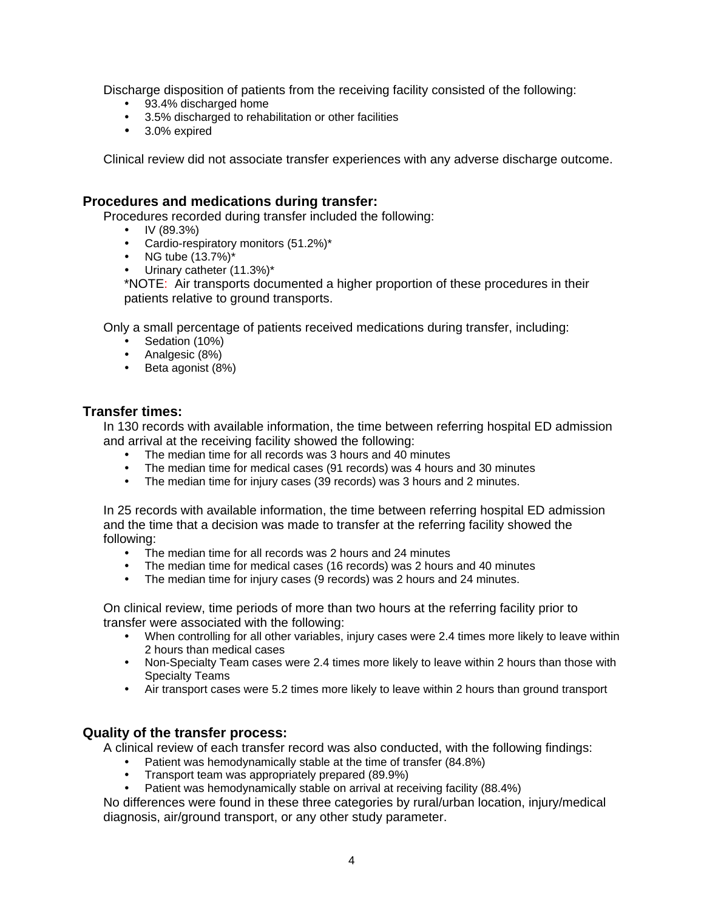Discharge disposition of patients from the receiving facility consisted of the following:

- 93.4% discharged home
- 3.5% discharged to rehabilitation or other facilities
- 3.0% expired

Clinical review did not associate transfer experiences with any adverse discharge outcome.

### Procedures and medications during transfer:

Procedures recorded during transfer included the following:

- IV (89.3%)
- Cardio-respiratory monitors (51.2%)*
- NG tube (13.7%)*
- Urinary catheter (11.3%)*

*NOTE: Air transports documented a higher proportion of these procedures in their patients relative to ground transports.

Only a small percentage of patients received medications during transfer, including:

- Sedation (10%)
- Analgesic (8%)
- Beta agonist (8%)

### Transfer times:

In 130 records with available information, the time between referring hospital ED admission and arrival at the receiving facility showed the following:

- The median time for all records was 3 hours and 40 minutes
- The median time for medical cases (91 records) was 4 hours and 30 minutes
- The median time for injury cases (39 records) was 3 hours and 2 minutes.

In 25 records with available information, the time between referring hospital ED admission and the time that a decision was made to transfer at the referring facility showed the following:

- The median time for all records was 2 hours and 24 minutes
- The median time for medical cases (16 records) was 2 hours and 40 minutes
- The median time for injury cases (9 records) was 2 hours and 24 minutes.

On clinical review, time periods of more than two hours at the referring facility prior to transfer were associated with the following:

- When controlling for all other variables, injury cases were 2.4 times more likely to leave within 2 hours than medical cases
- Non-Specialty Team cases were 2.4 times more likely to leave within 2 hours than those with Specialty Teams
- Air transport cases were 5.2 times more likely to leave within 2 hours than ground transport

### Quality of the transfer process:

A clinical review of each transfer record was also conducted, with the following findings:

- Patient was hemodynamically stable at the time of transfer (84.8%)
- Transport team was appropriately prepared (89.9%)
- Patient was hemodynamically stable on arrival at receiving facility (88.4%)

No differences were found in these three categories by rural/urban location, injury/medical diagnosis, air/ground transport, or any other study parameter.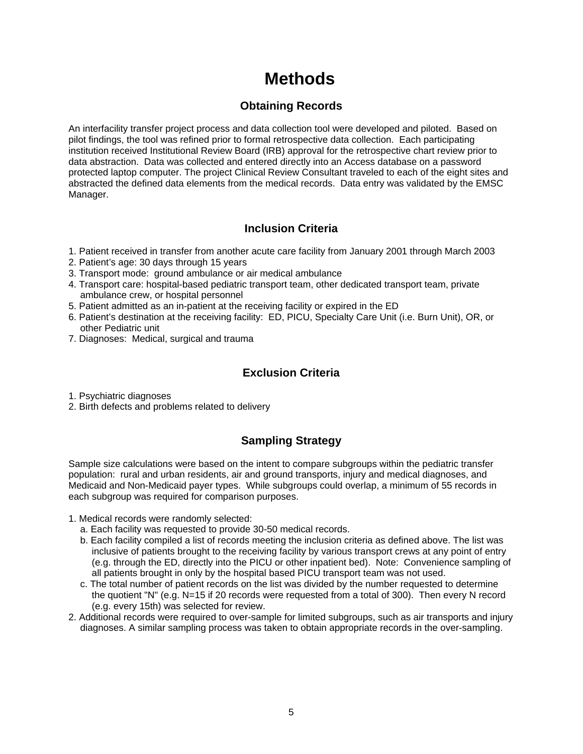# Methods

## Obtaining Records

An interfacility transfer project process and data collection tool were developed and piloted. Based on pilot findings, the tool was refined prior to formal retrospective data collection. Each participating institution received Institutional Review Board (IRB) approval for the retrospective chart review prior to data abstraction. Data was collected and entered directly into an Access database on a password protected laptop computer. The project Clinical Review Consultant traveled to each of the eight sites and abstracted the defined data elements from the medical records. Data entry was validated by the EMSC Manager.

## Inclusion Criteria

1. Patient received in transfer from another acute care facility from January 2001 through March 2003
2. Patient's age: 30 days through 15 years
3. Transport mode: ground ambulance or air medical ambulance
4. Transport care: hospital-based pediatric transport team, other dedicated transport team, private ambulance crew, or hospital personnel
5. Patient admitted as an in-patient at the receiving facility or expired in the ED
6. Patient's destination at the receiving facility: ED, PICU, Specialty Care Unit (i.e. Burn Unit), OR, or other Pediatric unit
7. Diagnoses: Medical, surgical and trauma

## Exclusion Criteria

1. Psychiatric diagnoses
2. Birth defects and problems related to delivery

## Sampling Strategy

Sample size calculations were based on the intent to compare subgroups within the pediatric transfer population: rural and urban residents, air and ground transports, injury and medical diagnoses, and Medicaid and Non-Medicaid payer types. While subgroups could overlap, a minimum of 55 records in each subgroup was required for comparison purposes.

1. Medical records were randomly selected:
   a. Each facility was requested to provide 30-50 medical records.
   b. Each facility compiled a list of records meeting the inclusion criteria as defined above. The list was inclusive of patients brought to the receiving facility by various transport crews at any point of entry (e.g. through the ED, directly into the PICU or other inpatient bed). Note: Convenience sampling of all patients brought in only by the hospital based PICU transport team was not used.
   c. The total number of patient records on the list was divided by the number requested to determine the quotient "N" (e.g. N=15 if 20 records were requested from a total of 300). Then every N record (e.g. every 15th) was selected for review.
2. Additional records were required to over-sample for limited subgroups, such as air transports and injury diagnoses. A similar sampling process was taken to obtain appropriate records in the over-sampling.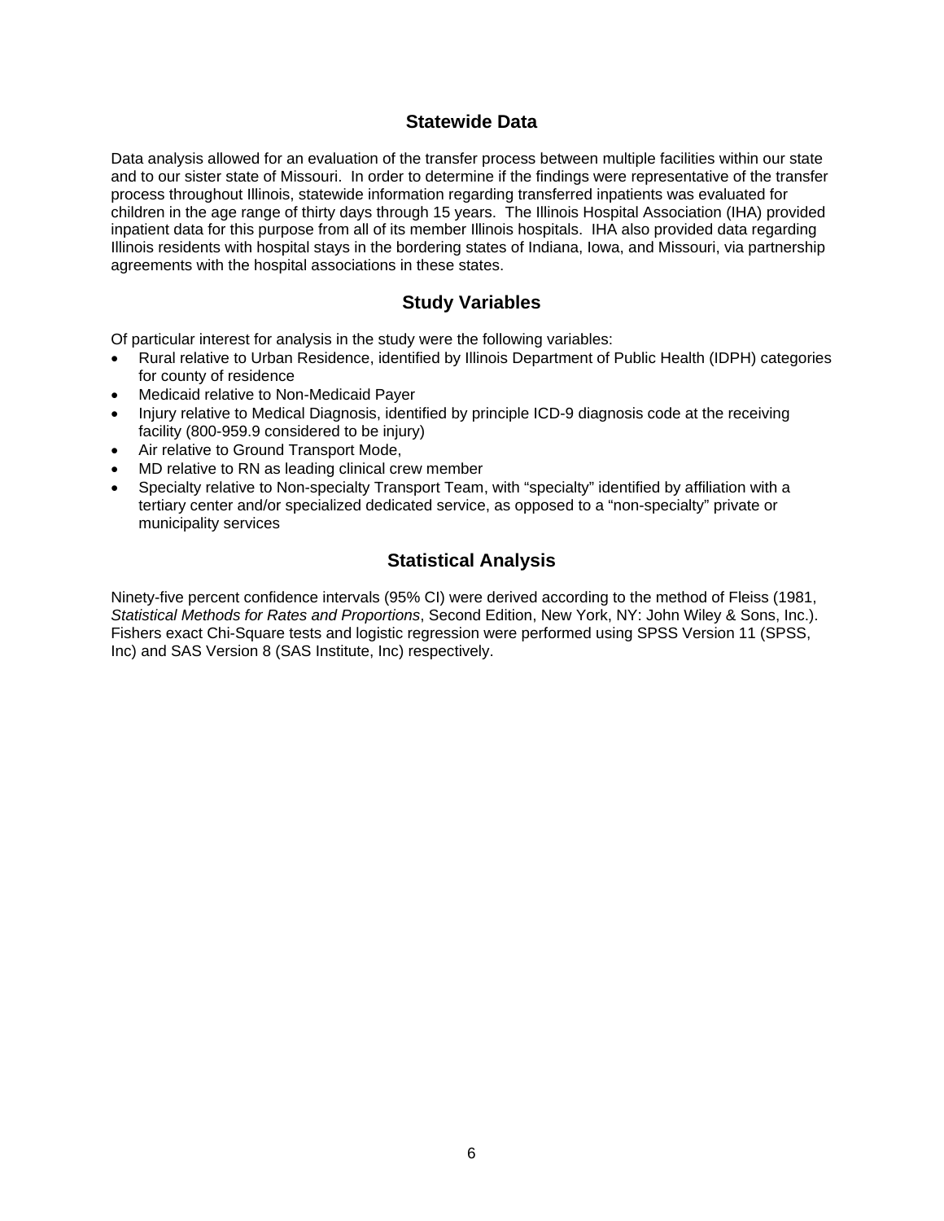## Statewide Data

Data analysis allowed for an evaluation of the transfer process between multiple facilities within our state and to our sister state of Missouri. In order to determine if the findings were representative of the transfer process throughout Illinois, statewide information regarding transferred inpatients was evaluated for children in the age range of thirty days through 15 years. The Illinois Hospital Association (IHA) provided inpatient data for this purpose from all of its member Illinois hospitals. IHA also provided data regarding Illinois residents with hospital stays in the bordering states of Indiana, Iowa, and Missouri, via partnership agreements with the hospital associations in these states.

## Study Variables

Of particular interest for analysis in the study were the following variables:

- Rural relative to Urban Residence, identified by Illinois Department of Public Health (IDPH) categories for county of residence
- Medicaid relative to Non-Medicaid Payer
- Injury relative to Medical Diagnosis, identified by principle ICD-9 diagnosis code at the receiving facility (800-959.9 considered to be injury)
- Air relative to Ground Transport Mode,
- MD relative to RN as leading clinical crew member
- Specialty relative to Non-specialty Transport Team, with "specialty" identified by affiliation with a tertiary center and/or specialized dedicated service, as opposed to a "non-specialty" private or municipality services

## Statistical Analysis

Ninety-five percent confidence intervals (95% CI) were derived according to the method of Fleiss (1981, *Statistical Methods for Rates and Proportions*, Second Edition, New York, NY: John Wiley & Sons, Inc.). Fishers exact Chi-Square tests and logistic regression were performed using SPSS Version 11 (SPSS, Inc) and SAS Version 8 (SAS Institute, Inc) respectively.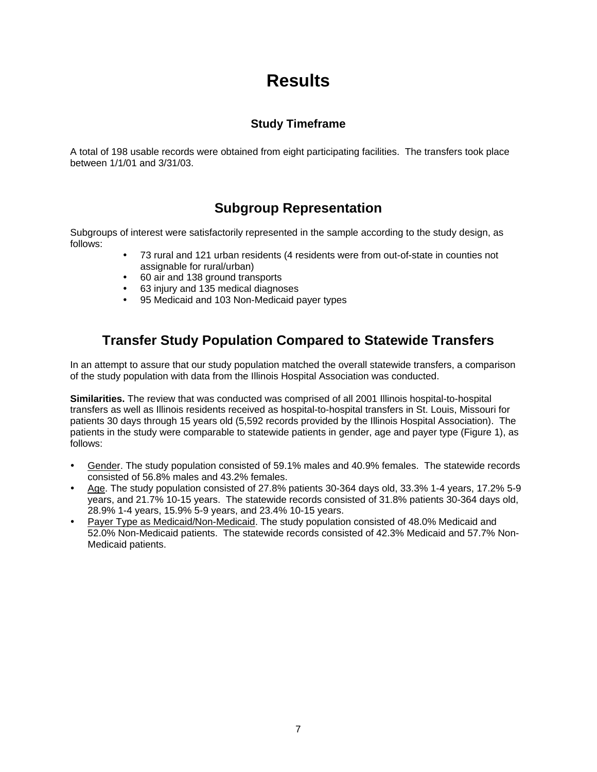# Results

### Study Timeframe

A total of 198 usable records were obtained from eight participating facilities. The transfers took place between 1/1/01 and 3/31/03.

## Subgroup Representation

Subgroups of interest were satisfactorily represented in the sample according to the study design, as follows:

- 73 rural and 121 urban residents (4 residents were from out-of-state in counties not assignable for rural/urban)
- 60 air and 138 ground transports
- 63 injury and 135 medical diagnoses
- 95 Medicaid and 103 Non-Medicaid payer types

## Transfer Study Population Compared to Statewide Transfers

In an attempt to assure that our study population matched the overall statewide transfers, a comparison of the study population with data from the Illinois Hospital Association was conducted.

**Similarities.** The review that was conducted was comprised of all 2001 Illinois hospital-to-hospital transfers as well as Illinois residents received as hospital-to-hospital transfers in St. Louis, Missouri for patients 30 days through 15 years old (5,592 records provided by the Illinois Hospital Association). The patients in the study were comparable to statewide patients in gender, age and payer type (Figure 1), as follows:

- Gender. The study population consisted of 59.1% males and 40.9% females. The statewide records consisted of 56.8% males and 43.2% females.
- Age. The study population consisted of 27.8% patients 30-364 days old, 33.3% 1-4 years, 17.2% 5-9 years, and 21.7% 10-15 years. The statewide records consisted of 31.8% patients 30-364 days old, 28.9% 1-4 years, 15.9% 5-9 years, and 23.4% 10-15 years.
- Payer Type as Medicaid/Non-Medicaid. The study population consisted of 48.0% Medicaid and 52.0% Non-Medicaid patients. The statewide records consisted of 42.3% Medicaid and 57.7% Non-Medicaid patients.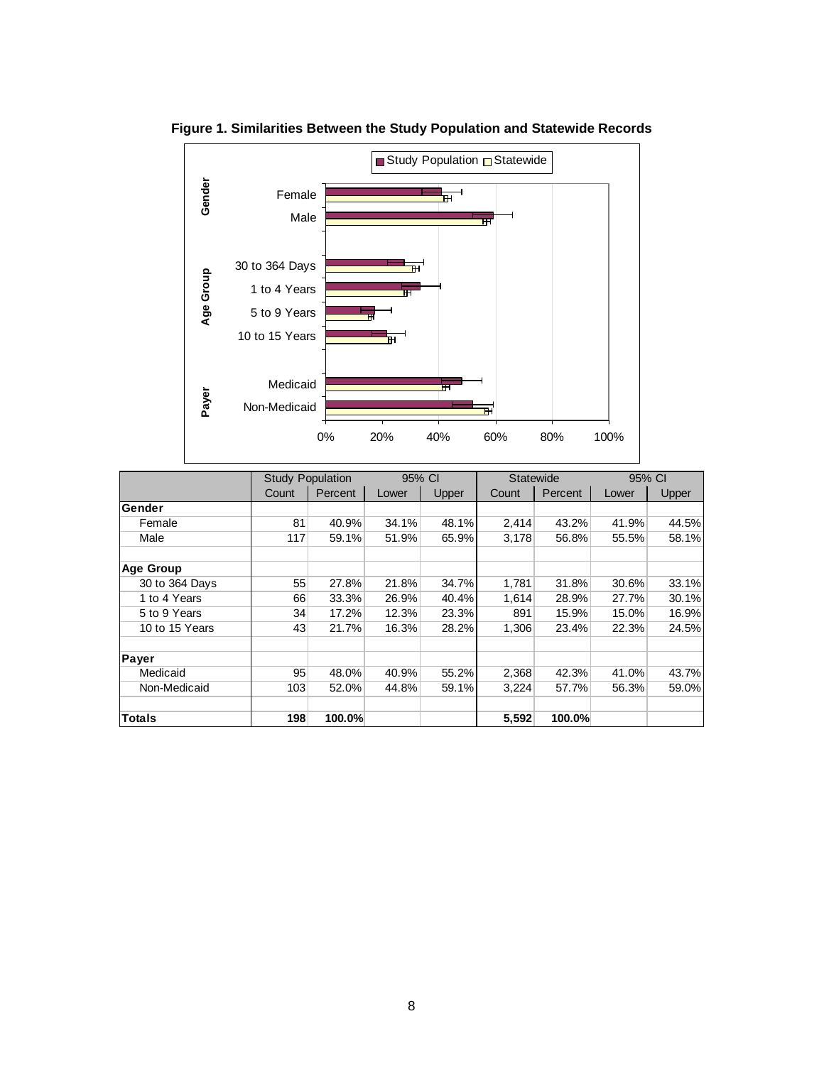**Figure 1. Similarities Between the Study Population and Statewide Records**

Study Population
Statewide

Gender
Female
Male

Age Group
30 to 364 Days
1 to 4 Years
5 to 9 Years
10 to 15 Years

Payer
Medicaid
Non-Medicaid

0%
20%
40%
60%
80%
100%

| | Study Population | | 95% CI | | Statewide | | 95% CI | |
|---|---|---|---|---|---|---|---|---|
| | Count | Percent | Lower | Upper | Count | Percent | Lower | Upper |
| **Gender** | | | | | | | | |
| Female | 81 | 40.9% | 34.1% | 48.1% | 2,414 | 43.2% | 41.9% | 44.5% |
| Male | 117 | 59.1% | 51.9% | 65.9% | 3,178 | 56.8% | 55.5% | 58.1% |
| | | | | | | | | |
| **Age Group** | | | | | | | | |
| 30 to 364 Days | 55 | 27.8% | 21.8% | 34.7% | 1,781 | 31.8% | 30.6% | 33.1% |
| 1 to 4 Years | 66 | 33.3% | 26.9% | 40.4% | 1,614 | 28.9% | 27.7% | 30.1% |
| 5 to 9 Years | 34 | 17.2% | 12.3% | 23.3% | 891 | 15.9% | 15.0% | 16.9% |
| 10 to 15 Years | 43 | 21.7% | 16.3% | 28.2% | 1,306 | 23.4% | 22.3% | 24.5% |
| | | | | | | | | |
| **Payer** | | | | | | | | |
| Medicaid | 95 | 48.0% | 40.9% | 55.2% | 2,368 | 42.3% | 41.0% | 43.7% |
| Non-Medicaid | 103 | 52.0% | 44.8% | 59.1% | 3,224 | 57.7% | 56.3% | 59.0% |
| | | | | | | | | |
| **Totals** | **198** | **100.0%** | | | **5,592** | **100.0%** | | |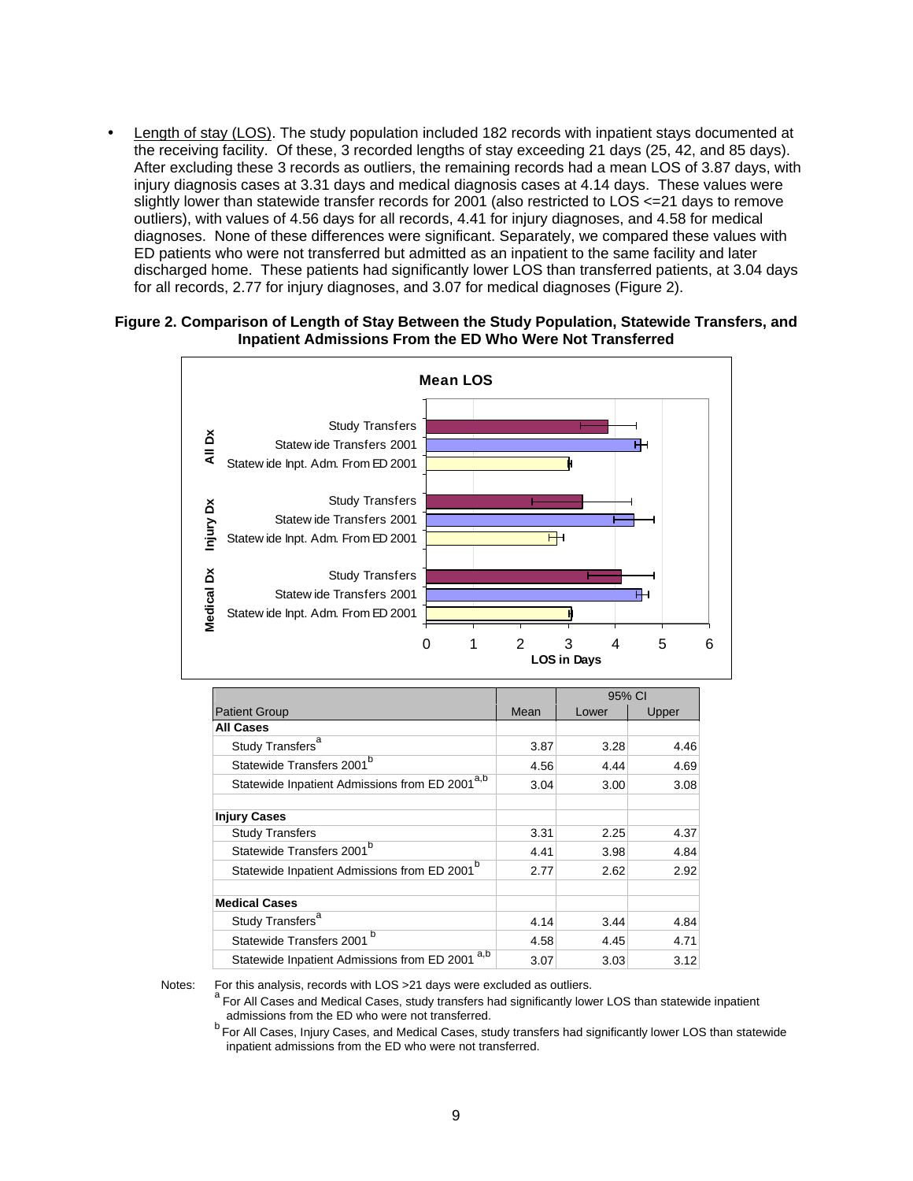- Length of stay (LOS). The study population included 182 records with inpatient stays documented at the receiving facility. Of these, 3 recorded lengths of stay exceeding 21 days (25, 42, and 85 days). After excluding these 3 records as outliers, the remaining records had a mean LOS of 3.87 days, with injury diagnosis cases at 3.31 days and medical diagnosis cases at 4.14 days. These values were slightly lower than statewide transfer records for 2001 (also restricted to LOS <=21 days to remove outliers), with values of 4.56 days for all records, 4.41 for injury diagnoses, and 4.58 for medical diagnoses. None of these differences were significant. Separately, we compared these values with ED patients who were not transferred but admitted as an inpatient to the same facility and later discharged home. These patients had significantly lower LOS than transferred patients, at 3.04 days for all records, 2.77 for injury diagnoses, and 3.07 for medical diagnoses (Figure 2).

**Figure 2. Comparison of Length of Stay Between the Study Population, Statewide Transfers, and Inpatient Admissions From the ED Who Were Not Transferred**

Mean LOS

All Dx

Study Transfers

Statewide Transfers 2001

Statewide Inpt. Adm. From ED 2001

Injury Dx

Study Transfers

Statewide Transfers 2001

Statewide Inpt. Adm. From ED 2001

Medical Dx

Study Transfers

Statewide Transfers 2001

Statewide Inpt. Adm. From ED 2001

0 1 2 3 4 5 6

LOS in Days

| Patient Group | Mean | 95% CI | |
|---|---|---|---|
| | | Lower | Upper |
| **All Cases** | | | |
| Study Transfers[a] | 3.87 | 3.28 | 4.46 |
| Statewide Transfers 2001[b] | 4.56 | 4.44 | 4.69 |
| Statewide Inpatient Admissions from ED 2001[a,b] | 3.04 | 3.00 | 3.08 |
| | | | |
| **Injury Cases** | | | |
| Study Transfers | 3.31 | 2.25 | 4.37 |
| Statewide Transfers 2001[b] | 4.41 | 3.98 | 4.84 |
| Statewide Inpatient Admissions from ED 2001[b] | 2.77 | 2.62 | 2.92 |
| | | | |
| **Medical Cases** | | | |
| Study Transfers[a] | 4.14 | 3.44 | 4.84 |
| Statewide Transfers 2001 [b] | 4.58 | 4.45 | 4.71 |
| Statewide Inpatient Admissions from ED 2001 [a,b] | 3.07 | 3.03 | 3.12 |

Notes: For this analysis, records with LOS >21 days were excluded as outliers.

[a] For All Cases and Medical Cases, study transfers had significantly lower LOS than statewide inpatient admissions from the ED who were not transferred.

[b] For All Cases, Injury Cases, and Medical Cases, study transfers had significantly lower LOS than statewide inpatient admissions from the ED who were not transferred.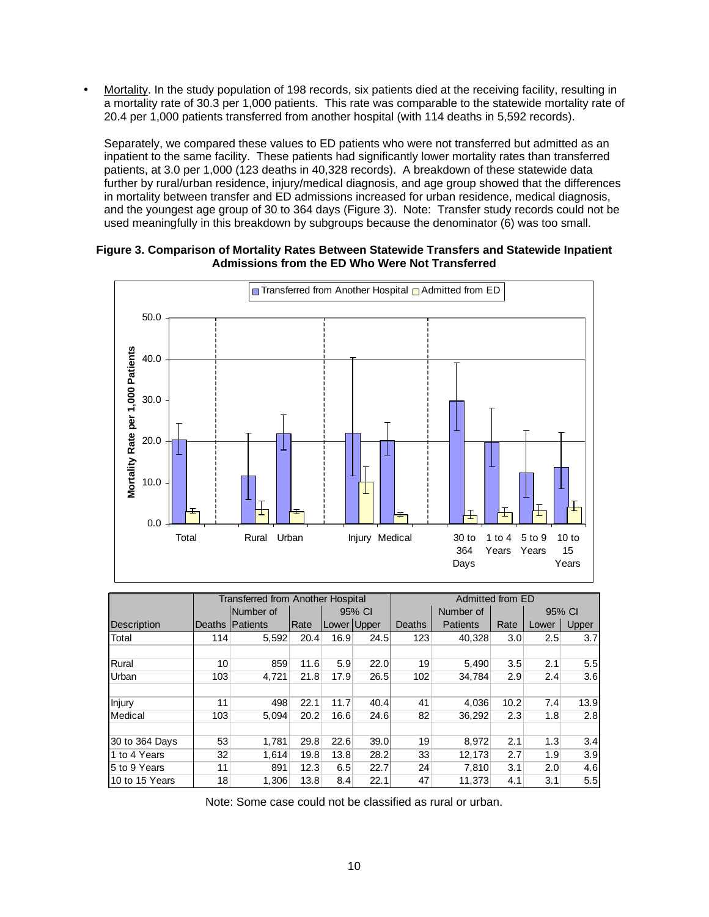- Mortality. In the study population of 198 records, six patients died at the receiving facility, resulting in a mortality rate of 30.3 per 1,000 patients. This rate was comparable to the statewide mortality rate of 20.4 per 1,000 patients transferred from another hospital (with 114 deaths in 5,592 records).

  Separately, we compared these values to ED patients who were not transferred but admitted as an inpatient to the same facility. These patients had significantly lower mortality rates than transferred patients, at 3.0 per 1,000 (123 deaths in 40,328 records). A breakdown of these statewide data further by rural/urban residence, injury/medical diagnosis, and age group showed that the differences in mortality between transfer and ED admissions increased for urban residence, medical diagnosis, and the youngest age group of 30 to 364 days (Figure 3). Note: Transfer study records could not be used meaningfully in this breakdown by subgroups because the denominator (6) was too small.

**Figure 3. Comparison of Mortality Rates Between Statewide Transfers and Statewide Inpatient Admissions from the ED Who Were Not Transferred**

Transferred from Another Hospital
Admitted from ED

Mortality Rate per 1,000 Patients

50.0
40.0
30.0
20.0
10.0
0.0

Total
Rural
Urban
Injury
Medical
30 to 364 Days
1 to 4 Years
5 to 9 Years
10 to 15 Years

| | Transferred from Another Hospital | | | | | Admitted from ED | | | | |
|---|---|---|---|---|---|---|---|---|---|---|
| | | Number of | | 95% CI | | | Number of | | 95% CI | |
| Description | Deaths | Patients | Rate | Lower | Upper | Deaths | Patients | Rate | Lower | Upper |
| Total | 114 | 5,592 | 20.4 | 16.9 | 24.5 | 123 | 40,328 | 3.0 | 2.5 | 3.7 |
| | | | | | | | | | | |
| Rural | 10 | 859 | 11.6 | 5.9 | 22.0 | 19 | 5,490 | 3.5 | 2.1 | 5.5 |
| Urban | 103 | 4,721 | 21.8 | 17.9 | 26.5 | 102 | 34,784 | 2.9 | 2.4 | 3.6 |
| | | | | | | | | | | |
| Injury | 11 | 498 | 22.1 | 11.7 | 40.4 | 41 | 4,036 | 10.2 | 7.4 | 13.9 |
| Medical | 103 | 5,094 | 20.2 | 16.6 | 24.6 | 82 | 36,292 | 2.3 | 1.8 | 2.8 |
| | | | | | | | | | | |
| 30 to 364 Days | 53 | 1,781 | 29.8 | 22.6 | 39.0 | 19 | 8,972 | 2.1 | 1.3 | 3.4 |
| 1 to 4 Years | 32 | 1,614 | 19.8 | 13.8 | 28.2 | 33 | 12,173 | 2.7 | 1.9 | 3.9 |
| 5 to 9 Years | 11 | 891 | 12.3 | 6.5 | 22.7 | 24 | 7,810 | 3.1 | 2.0 | 4.6 |
| 10 to 15 Years | 18 | 1,306 | 13.8 | 8.4 | 22.1 | 47 | 11,373 | 4.1 | 3.1 | 5.5 |

Note: Some case could not be classified as rural or urban.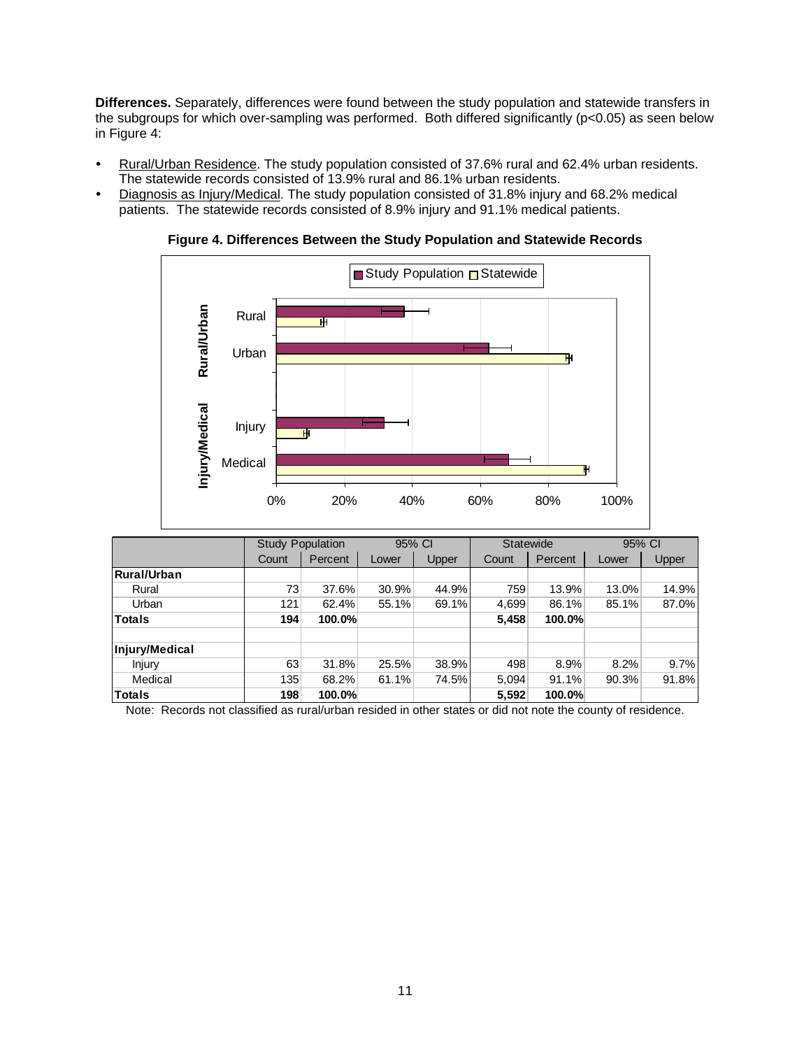**Differences.** Separately, differences were found between the study population and statewide transfers in the subgroups for which over-sampling was performed. Both differed significantly ($p<0.05$) as seen below in Figure 4:

- Rural/Urban Residence. The study population consisted of 37.6% rural and 62.4% urban residents. The statewide records consisted of 13.9% rural and 86.1% urban residents.
- Diagnosis as Injury/Medical. The study population consisted of 31.8% injury and 68.2% medical patients. The statewide records consisted of 8.9% injury and 91.1% medical patients.

**Figure 4. Differences Between the Study Population and Statewide Records**

Study Population
Statewide

Rural/Urban
Rural
Urban

Injury/Medical
Injury
Medical

0%
20%
40%
60%
80%
100%

| | Study Population | | 95% CI | | Statewide | | 95% CI | |
|---|---|---|---|---|---|---|---|---|
| | Count | Percent | Lower | Upper | Count | Percent | Lower | Upper |
| **Rural/Urban** | | | | | | | | |
| Rural | 73 | 37.6% | 30.9% | 44.9% | 759 | 13.9% | 13.0% | 14.9% |
| Urban | 121 | 62.4% | 55.1% | 69.1% | 4,699 | 86.1% | 85.1% | 87.0% |
| **Totals** | **194** | **100.0%** | | | **5,458** | **100.0%** | | |
| | | | | | | | | |
| **Injury/Medical** | | | | | | | | |
| Injury | 63 | 31.8% | 25.5% | 38.9% | 498 | 8.9% | 8.2% | 9.7% |
| Medical | 135 | 68.2% | 61.1% | 74.5% | 5,094 | 91.1% | 90.3% | 91.8% |
| **Totals** | **198** | **100.0%** | | | **5,592** | **100.0%** | | |

Note: Records not classified as rural/urban resided in other states or did not note the county of residence.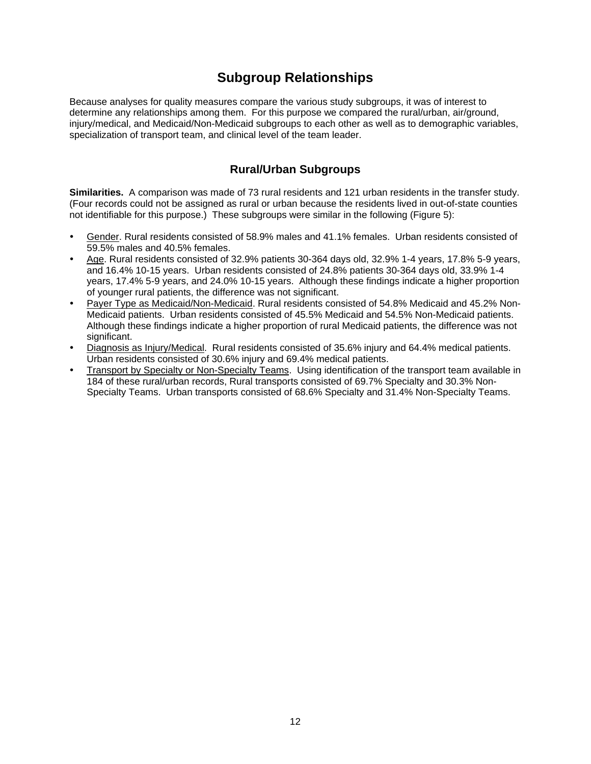## Subgroup Relationships

Because analyses for quality measures compare the various study subgroups, it was of interest to determine any relationships among them. For this purpose we compared the rural/urban, air/ground, injury/medical, and Medicaid/Non-Medicaid subgroups to each other as well as to demographic variables, specialization of transport team, and clinical level of the team leader.

### Rural/Urban Subgroups

**Similarities.** A comparison was made of 73 rural residents and 121 urban residents in the transfer study. (Four records could not be assigned as rural or urban because the residents lived in out-of-state counties not identifiable for this purpose.) These subgroups were similar in the following (Figure 5):

- Gender. Rural residents consisted of 58.9% males and 41.1% females. Urban residents consisted of 59.5% males and 40.5% females.
- Age. Rural residents consisted of 32.9% patients 30-364 days old, 32.9% 1-4 years, 17.8% 5-9 years, and 16.4% 10-15 years. Urban residents consisted of 24.8% patients 30-364 days old, 33.9% 1-4 years, 17.4% 5-9 years, and 24.0% 10-15 years. Although these findings indicate a higher proportion of younger rural patients, the difference was not significant.
- Payer Type as Medicaid/Non-Medicaid. Rural residents consisted of 54.8% Medicaid and 45.2% Non-Medicaid patients. Urban residents consisted of 45.5% Medicaid and 54.5% Non-Medicaid patients. Although these findings indicate a higher proportion of rural Medicaid patients, the difference was not significant.
- Diagnosis as Injury/Medical. Rural residents consisted of 35.6% injury and 64.4% medical patients. Urban residents consisted of 30.6% injury and 69.4% medical patients.
- Transport by Specialty or Non-Specialty Teams. Using identification of the transport team available in 184 of these rural/urban records, Rural transports consisted of 69.7% Specialty and 30.3% Non-Specialty Teams. Urban transports consisted of 68.6% Specialty and 31.4% Non-Specialty Teams.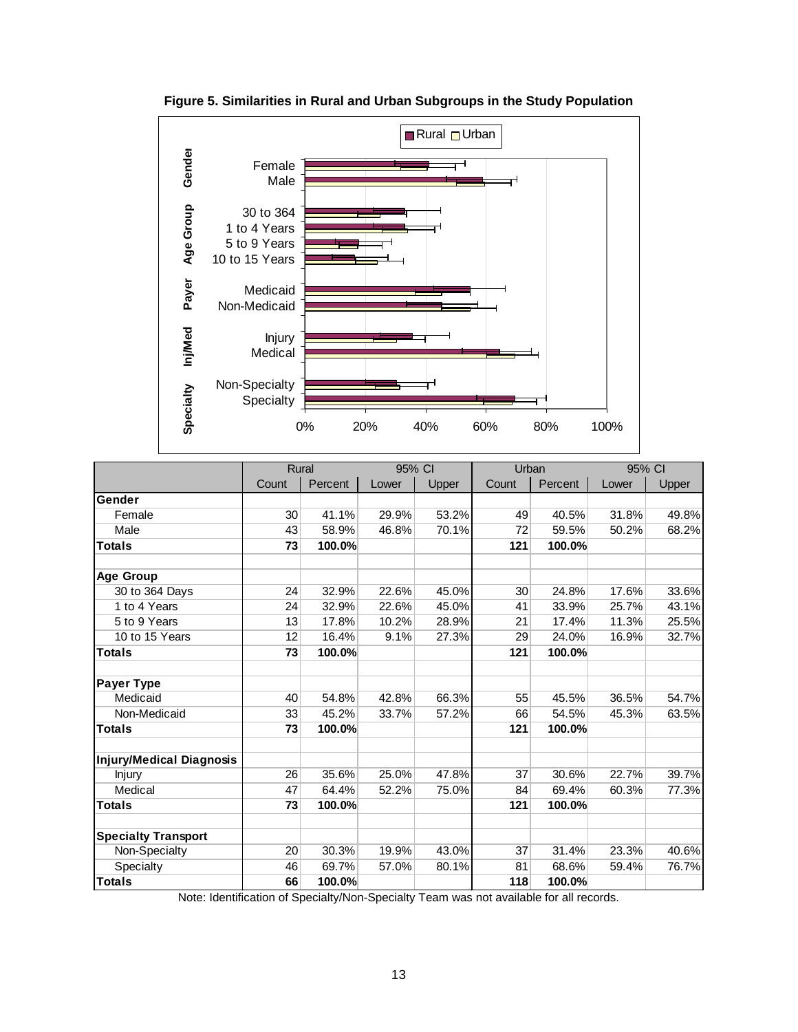**Figure 5. Similarities in Rural and Urban Subgroups in the Study Population**

Rural Urban

Gender
Female
Male

Age Group
30 to 364
1 to 4 Years
5 to 9 Years
10 to 15 Years

Payer
Medicaid
Non-Medicaid

Inj/Med
Injury
Medical

Specialty
Non-Specialty
Specialty

0% 20% 40% 60% 80% 100%

| | Rural | | 95% CI | | Urban | | 95% CI | |
|---|---|---|---|---|---|---|---|---|
| | Count | Percent | Lower | Upper | Count | Percent | Lower | Upper |
| **Gender** | | | | | | | | |
| Female | 30 | 41.1% | 29.9% | 53.2% | 49 | 40.5% | 31.8% | 49.8% |
| Male | 43 | 58.9% | 46.8% | 70.1% | 72 | 59.5% | 50.2% | 68.2% |
| **Totals** | **73** | **100.0%** | | | **121** | **100.0%** | | |
| | | | | | | | | |
| **Age Group** | | | | | | | | |
| 30 to 364 Days | 24 | 32.9% | 22.6% | 45.0% | 30 | 24.8% | 17.6% | 33.6% |
| 1 to 4 Years | 24 | 32.9% | 22.6% | 45.0% | 41 | 33.9% | 25.7% | 43.1% |
| 5 to 9 Years | 13 | 17.8% | 10.2% | 28.9% | 21 | 17.4% | 11.3% | 25.5% |
| 10 to 15 Years | 12 | 16.4% | 9.1% | 27.3% | 29 | 24.0% | 16.9% | 32.7% |
| **Totals** | **73** | **100.0%** | | | **121** | **100.0%** | | |
| | | | | | | | | |
| **Payer Type** | | | | | | | | |
| Medicaid | 40 | 54.8% | 42.8% | 66.3% | 55 | 45.5% | 36.5% | 54.7% |
| Non-Medicaid | 33 | 45.2% | 33.7% | 57.2% | 66 | 54.5% | 45.3% | 63.5% |
| **Totals** | **73** | **100.0%** | | | **121** | **100.0%** | | |
| | | | | | | | | |
| **Injury/Medical Diagnosis** | | | | | | | | |
| Injury | 26 | 35.6% | 25.0% | 47.8% | 37 | 30.6% | 22.7% | 39.7% |
| Medical | 47 | 64.4% | 52.2% | 75.0% | 84 | 69.4% | 60.3% | 77.3% |
| **Totals** | **73** | **100.0%** | | | **121** | **100.0%** | | |
| | | | | | | | | |
| **Specialty Transport** | | | | | | | | |
| Non-Specialty | 20 | 30.3% | 19.9% | 43.0% | 37 | 31.4% | 23.3% | 40.6% |
| Specialty | 46 | 69.7% | 57.0% | 80.1% | 81 | 68.6% | 59.4% | 76.7% |
| **Totals** | **66** | **100.0%** | | | **118** | **100.0%** | | |

Note: Identification of Specialty/Non-Specialty Team was not available for all records.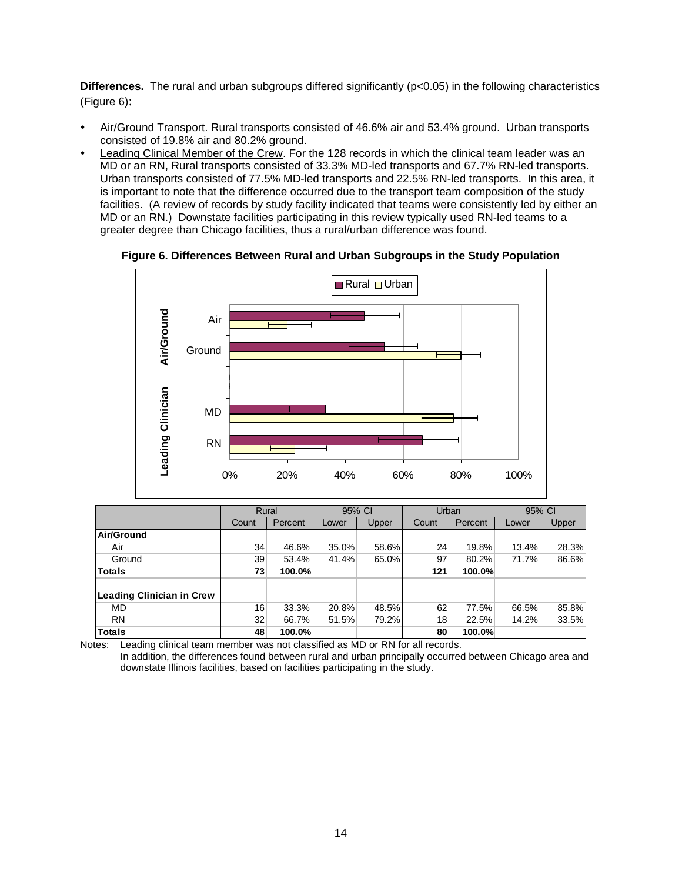**Differences.** The rural and urban subgroups differed significantly ($p<0.05$) in the following characteristics (Figure 6):

- Air/Ground Transport. Rural transports consisted of 46.6% air and 53.4% ground. Urban transports consisted of 19.8% air and 80.2% ground.
- Leading Clinical Member of the Crew. For the 128 records in which the clinical team leader was an MD or an RN, Rural transports consisted of 33.3% MD-led transports and 67.7% RN-led transports. Urban transports consisted of 77.5% MD-led transports and 22.5% RN-led transports. In this area, it is important to note that the difference occurred due to the transport team composition of the study facilities. (A review of records by study facility indicated that teams were consistently led by either an MD or an RN.) Downstate facilities participating in this review typically used RN-led teams to a greater degree than Chicago facilities, thus a rural/urban difference was found.

**Figure 6. Differences Between Rural and Urban Subgroups in the Study Population**

Rural Urban

Air/Ground: Air, Ground

Leading Clinician: MD, RN

0% 20% 40% 60% 80% 100%

| | Rural | | 95% CI | | Urban | | 95% CI | |
|---|---|---|---|---|---|---|---|---|
| | Count | Percent | Lower | Upper | Count | Percent | Lower | Upper |
| **Air/Ground** | | | | | | | | |
| Air | 34 | 46.6% | 35.0% | 58.6% | 24 | 19.8% | 13.4% | 28.3% |
| Ground | 39 | 53.4% | 41.4% | 65.0% | 97 | 80.2% | 71.7% | 86.6% |
| **Totals** | **73** | **100.0%** | | | **121** | **100.0%** | | |
| | | | | | | | | |
| **Leading Clinician in Crew** | | | | | | | | |
| MD | 16 | 33.3% | 20.8% | 48.5% | 62 | 77.5% | 66.5% | 85.8% |
| RN | 32 | 66.7% | 51.5% | 79.2% | 18 | 22.5% | 14.2% | 33.5% |
| **Totals** | **48** | **100.0%** | | | **80** | **100.0%** | | |

Notes: Leading clinical team member was not classified as MD or RN for all records.
In addition, the differences found between rural and urban principally occurred between Chicago area and downstate Illinois facilities, based on facilities participating in the study.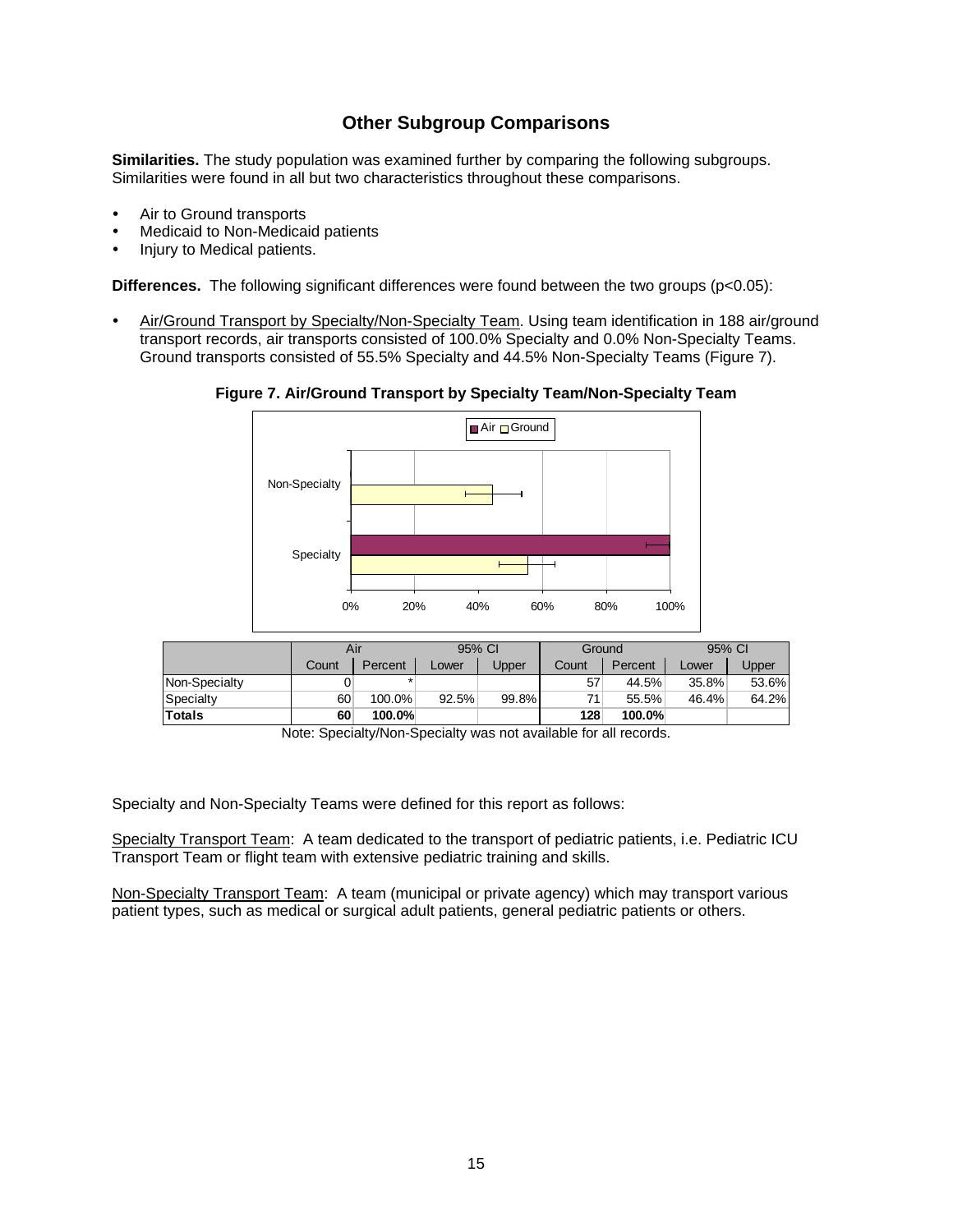## Other Subgroup Comparisons

**Similarities.** The study population was examined further by comparing the following subgroups. Similarities were found in all but two characteristics throughout these comparisons.

- Air to Ground transports
- Medicaid to Non-Medicaid patients
- Injury to Medical patients.

**Differences.** The following significant differences were found between the two groups ($p<0.05$):

- Air/Ground Transport by Specialty/Non-Specialty Team. Using team identification in 188 air/ground transport records, air transports consisted of 100.0% Specialty and 0.0% Non-Specialty Teams. Ground transports consisted of 55.5% Specialty and 44.5% Non-Specialty Teams (Figure 7).

**Figure 7. Air/Ground Transport by Specialty Team/Non-Specialty Team**

Air  Ground

Non-Specialty

Specialty

0% 20% 40% 60% 80% 100%

| | Air | | 95% CI | | Ground | | 95% CI | |
|---|---|---|---|---|---|---|---|---|
| | Count | Percent | Lower | Upper | Count | Percent | Lower | Upper |
| Non-Specialty | 0 | * | | | 57 | 44.5% | 35.8% | 53.6% |
| Specialty | 60 | 100.0% | 92.5% | 99.8% | 71 | 55.5% | 46.4% | 64.2% |
| **Totals** | **60** | **100.0%** | | | **128** | **100.0%** | | |

Note: Specialty/Non-Specialty was not available for all records.

Specialty and Non-Specialty Teams were defined for this report as follows:

Specialty Transport Team: A team dedicated to the transport of pediatric patients, i.e. Pediatric ICU Transport Team or flight team with extensive pediatric training and skills.

Non-Specialty Transport Team: A team (municipal or private agency) which may transport various patient types, such as medical or surgical adult patients, general pediatric patients or others.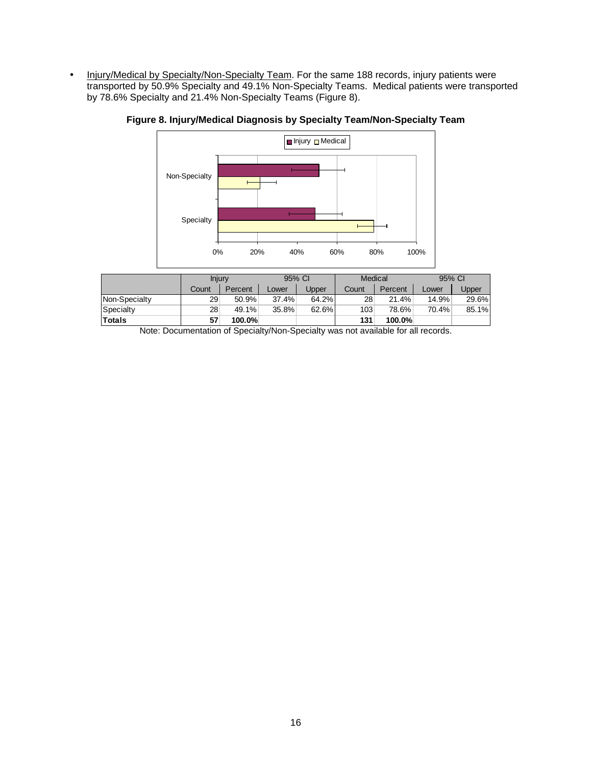- Injury/Medical by Specialty/Non-Specialty Team. For the same 188 records, injury patients were transported by 50.9% Specialty and 49.1% Non-Specialty Teams. Medical patients were transported by 78.6% Specialty and 21.4% Non-Specialty Teams (Figure 8).

**Figure 8. Injury/Medical Diagnosis by Specialty Team/Non-Specialty Team**

Injury Medical

Non-Specialty

Specialty

0% 20% 40% 60% 80% 100%

| | Injury | | 95% CI | | Medical | | 95% CI | |
|---|---|---|---|---|---|---|---|---|
| | Count | Percent | Lower | Upper | Count | Percent | Lower | Upper |
| Non-Specialty | 29 | 50.9% | 37.4% | 64.2% | 28 | 21.4% | 14.9% | 29.6% |
| Specialty | 28 | 49.1% | 35.8% | 62.6% | 103 | 78.6% | 70.4% | 85.1% |
| **Totals** | **57** | **100.0%** | | | **131** | **100.0%** | | |

Note: Documentation of Specialty/Non-Specialty was not available for all records.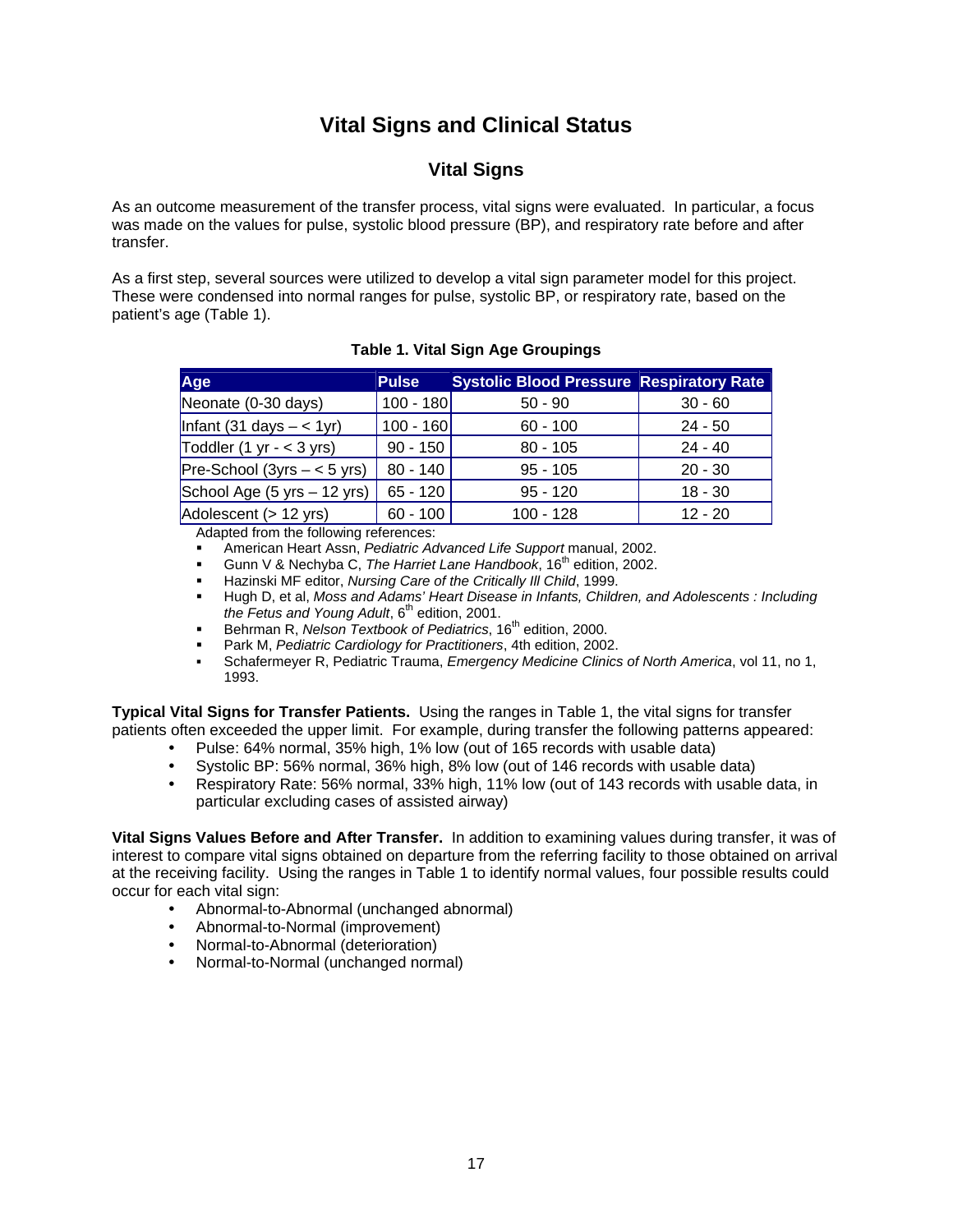# Vital Signs and Clinical Status

## Vital Signs

As an outcome measurement of the transfer process, vital signs were evaluated. In particular, a focus was made on the values for pulse, systolic blood pressure (BP), and respiratory rate before and after transfer.

As a first step, several sources were utilized to develop a vital sign parameter model for this project. These were condensed into normal ranges for pulse, systolic BP, or respiratory rate, based on the patient's age (Table 1).

**Table 1. Vital Sign Age Groupings**

| Age | Pulse | Systolic Blood Pressure | Respiratory Rate |
|---|---|---|---|
| Neonate (0-30 days) | 100 - 180 | 50 - 90 | 30 - 60 |
| Infant (31 days – < 1yr) | 100 - 160 | 60 - 100 | 24 - 50 |
| Toddler (1 yr - < 3 yrs) | 90 - 150 | 80 - 105 | 24 - 40 |
| Pre-School (3yrs – < 5 yrs) | 80 - 140 | 95 - 105 | 20 - 30 |
| School Age (5 yrs – 12 yrs) | 65 - 120 | 95 - 120 | 18 - 30 |
| Adolescent (> 12 yrs) | 60 - 100 | 100 - 128 | 12 - 20 |

Adapted from the following references:

- American Heart Assn, *Pediatric Advanced Life Support* manual, 2002.
- Gunn V & Nechyba C, *The Harriet Lane Handbook*, 16th edition, 2002.
- Hazinski MF editor, *Nursing Care of the Critically Ill Child*, 1999.
- Hugh D, et al, *Moss and Adams' Heart Disease in Infants, Children, and Adolescents : Including the Fetus and Young Adult*, 6th edition, 2001.
- Behrman R, *Nelson Textbook of Pediatrics*, 16th edition, 2000.
- Park M, *Pediatric Cardiology for Practitioners*, 4th edition, 2002.
- Schafermeyer R, Pediatric Trauma, *Emergency Medicine Clinics of North America*, vol 11, no 1, 1993.

**Typical Vital Signs for Transfer Patients.** Using the ranges in Table 1, the vital signs for transfer patients often exceeded the upper limit. For example, during transfer the following patterns appeared:

- Pulse: 64% normal, 35% high, 1% low (out of 165 records with usable data)
- Systolic BP: 56% normal, 36% high, 8% low (out of 146 records with usable data)
- Respiratory Rate: 56% normal, 33% high, 11% low (out of 143 records with usable data, in particular excluding cases of assisted airway)

**Vital Signs Values Before and After Transfer.** In addition to examining values during transfer, it was of interest to compare vital signs obtained on departure from the referring facility to those obtained on arrival at the receiving facility. Using the ranges in Table 1 to identify normal values, four possible results could occur for each vital sign:

- Abnormal-to-Abnormal (unchanged abnormal)
- Abnormal-to-Normal (improvement)
- Normal-to-Abnormal (deterioration)
- Normal-to-Normal (unchanged normal)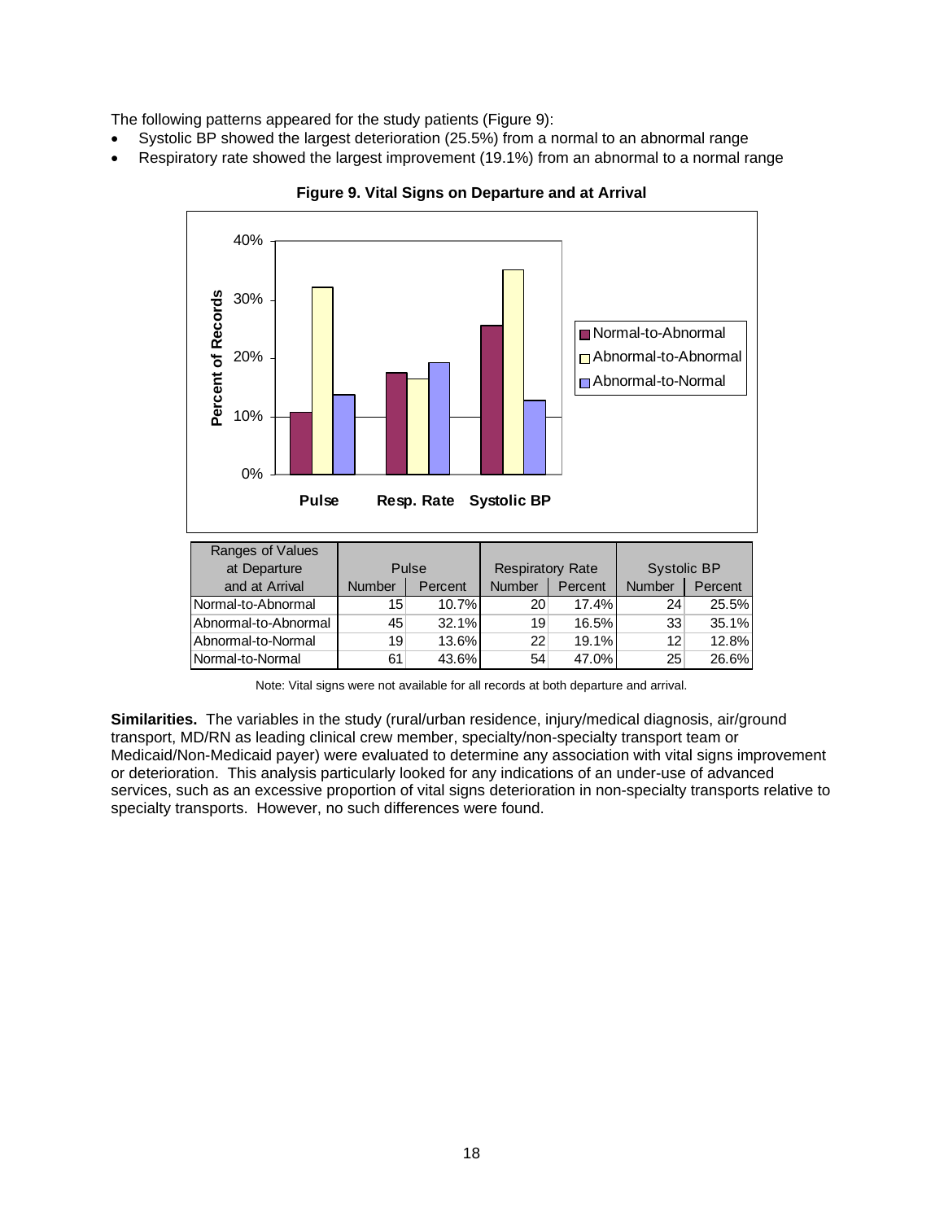The following patterns appeared for the study patients (Figure 9):

- Systolic BP showed the largest deterioration (25.5%) from a normal to an abnormal range
- Respiratory rate showed the largest improvement (19.1%) from an abnormal to a normal range

**Figure 9. Vital Signs on Departure and at Arrival**

| Ranges of Values at Departure and at Arrival | Pulse | | Respiratory Rate | | Systolic BP | |
|---|---|---|---|---|---|---|
| | Number | Percent | Number | Percent | Number | Percent |
| Normal-to-Abnormal | 15 | 10.7% | 20 | 17.4% | 24 | 25.5% |
| Abnormal-to-Abnormal | 45 | 32.1% | 19 | 16.5% | 33 | 35.1% |
| Abnormal-to-Normal | 19 | 13.6% | 22 | 19.1% | 12 | 12.8% |
| Normal-to-Normal | 61 | 43.6% | 54 | 47.0% | 25 | 26.6% |

Note: Vital signs were not available for all records at both departure and arrival.

**Similarities.** The variables in the study (rural/urban residence, injury/medical diagnosis, air/ground transport, MD/RN as leading clinical crew member, specialty/non-specialty transport team or Medicaid/Non-Medicaid payer) were evaluated to determine any association with vital signs improvement or deterioration. This analysis particularly looked for any indications of an under-use of advanced services, such as an excessive proportion of vital signs deterioration in non-specialty transports relative to specialty transports. However, no such differences were found.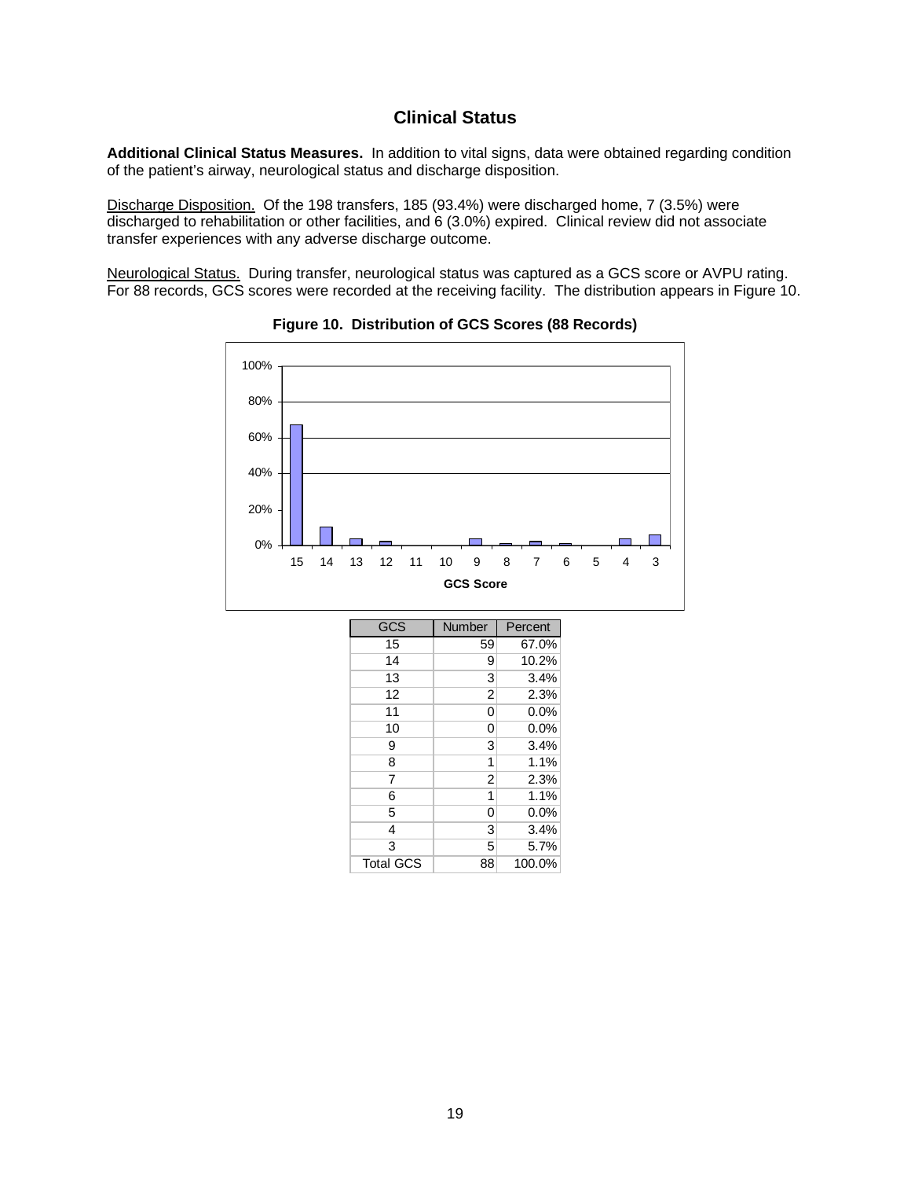## Clinical Status

**Additional Clinical Status Measures.** In addition to vital signs, data were obtained regarding condition of the patient's airway, neurological status and discharge disposition.

Discharge Disposition. Of the 198 transfers, 185 (93.4%) were discharged home, 7 (3.5%) were discharged to rehabilitation or other facilities, and 6 (3.0%) expired. Clinical review did not associate transfer experiences with any adverse discharge outcome.

Neurological Status. During transfer, neurological status was captured as a GCS score or AVPU rating. For 88 records, GCS scores were recorded at the receiving facility. The distribution appears in Figure 10.

**Figure 10. Distribution of GCS Scores (88 Records)**

100%
80%
60%
40%
20%
0%

15 14 13 12 11 10 9 8 7 6 5 4 3

**GCS Score**

| GCS | Number | Percent |
|---|---|---|
| 15 | 59 | 67.0% |
| 14 | 9 | 10.2% |
| 13 | 3 | 3.4% |
| 12 | 2 | 2.3% |
| 11 | 0 | 0.0% |
| 10 | 0 | 0.0% |
| 9 | 3 | 3.4% |
| 8 | 1 | 1.1% |
| 7 | 2 | 2.3% |
| 6 | 1 | 1.1% |
| 5 | 0 | 0.0% |
| 4 | 3 | 3.4% |
| 3 | 5 | 5.7% |
| Total GCS | 88 | 100.0% |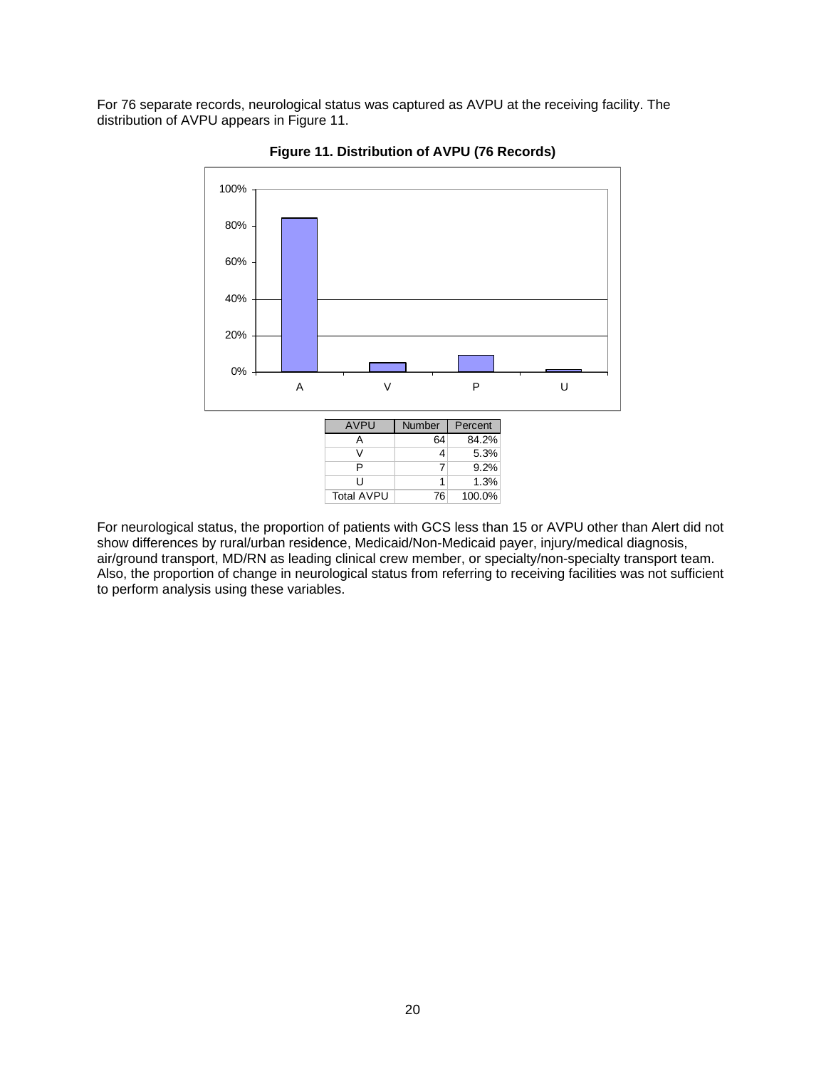For 76 separate records, neurological status was captured as AVPU at the receiving facility. The distribution of AVPU appears in Figure 11.

**Figure 11. Distribution of AVPU (76 Records)**

100%
80%
60%
40%
20%
0%
A
V
P
U

| AVPU | Number | Percent |
|---|---|---|
| A | 64 | 84.2% |
| V | 4 | 5.3% |
| P | 7 | 9.2% |
| U | 1 | 1.3% |
| Total AVPU | 76 | 100.0% |

For neurological status, the proportion of patients with GCS less than 15 or AVPU other than Alert did not show differences by rural/urban residence, Medicaid/Non-Medicaid payer, injury/medical diagnosis, air/ground transport, MD/RN as leading clinical crew member, or specialty/non-specialty transport team. Also, the proportion of change in neurological status from referring to receiving facilities was not sufficient to perform analysis using these variables.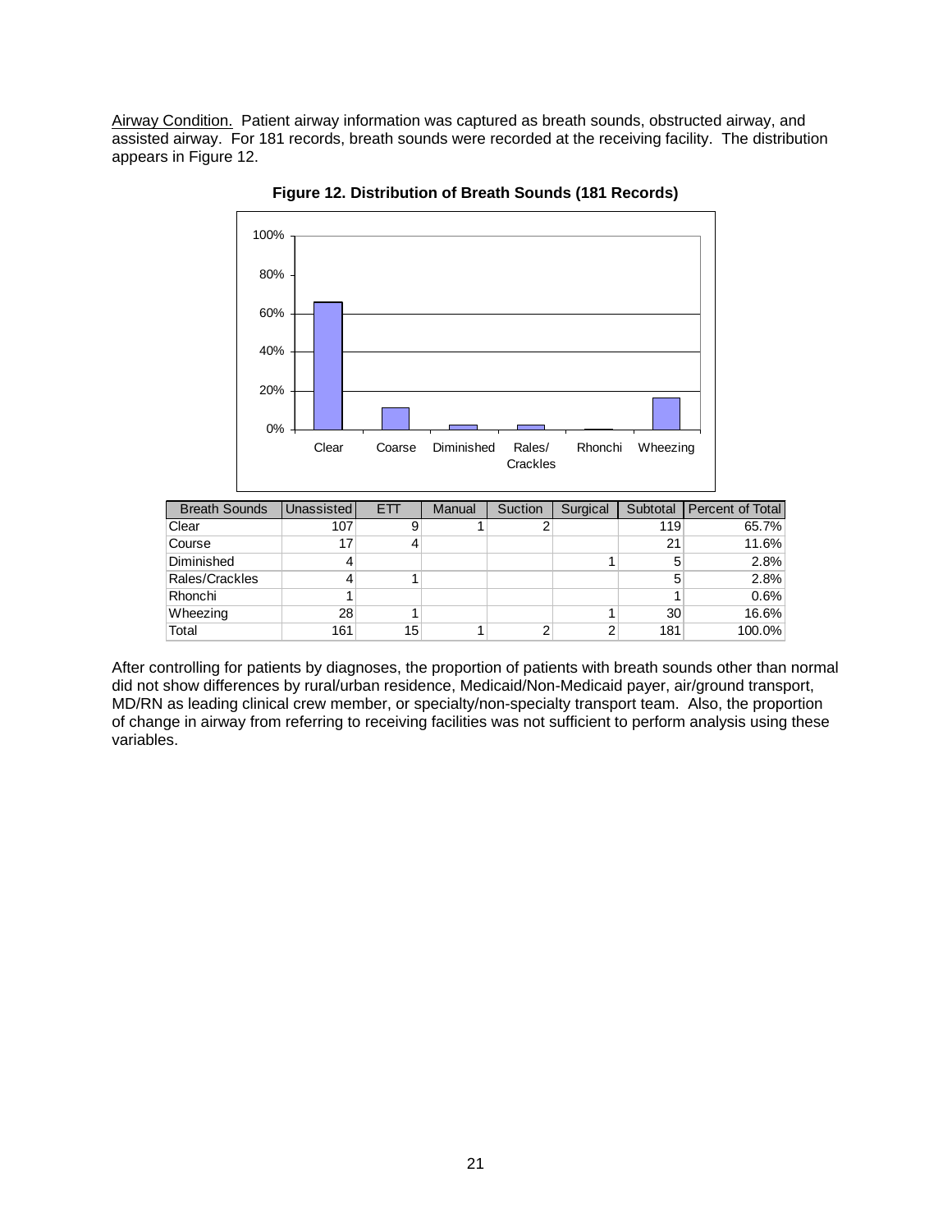Airway Condition. Patient airway information was captured as breath sounds, obstructed airway, and assisted airway. For 181 records, breath sounds were recorded at the receiving facility. The distribution appears in Figure 12.

**Figure 12. Distribution of Breath Sounds (181 Records)**

| Breath Sounds | Unassisted | ETT | Manual | Suction | Surgical | Subtotal | Percent of Total |
|---|---|---|---|---|---|---|---|
| Clear | 107 | 9 | 1 | 2 | | 119 | 65.7% |
| Course | 17 | 4 | | | | 21 | 11.6% |
| Diminished | 4 | | | | 1 | 5 | 2.8% |
| Rales/Crackles | 4 | 1 | | | | 5 | 2.8% |
| Rhonchi | 1 | | | | | 1 | 0.6% |
| Wheezing | 28 | 1 | | | 1 | 30 | 16.6% |
| Total | 161 | 15 | 1 | 2 | 2 | 181 | 100.0% |

After controlling for patients by diagnoses, the proportion of patients with breath sounds other than normal did not show differences by rural/urban residence, Medicaid/Non-Medicaid payer, air/ground transport, MD/RN as leading clinical crew member, or specialty/non-specialty transport team. Also, the proportion of change in airway from referring to receiving facilities was not sufficient to perform analysis using these variables.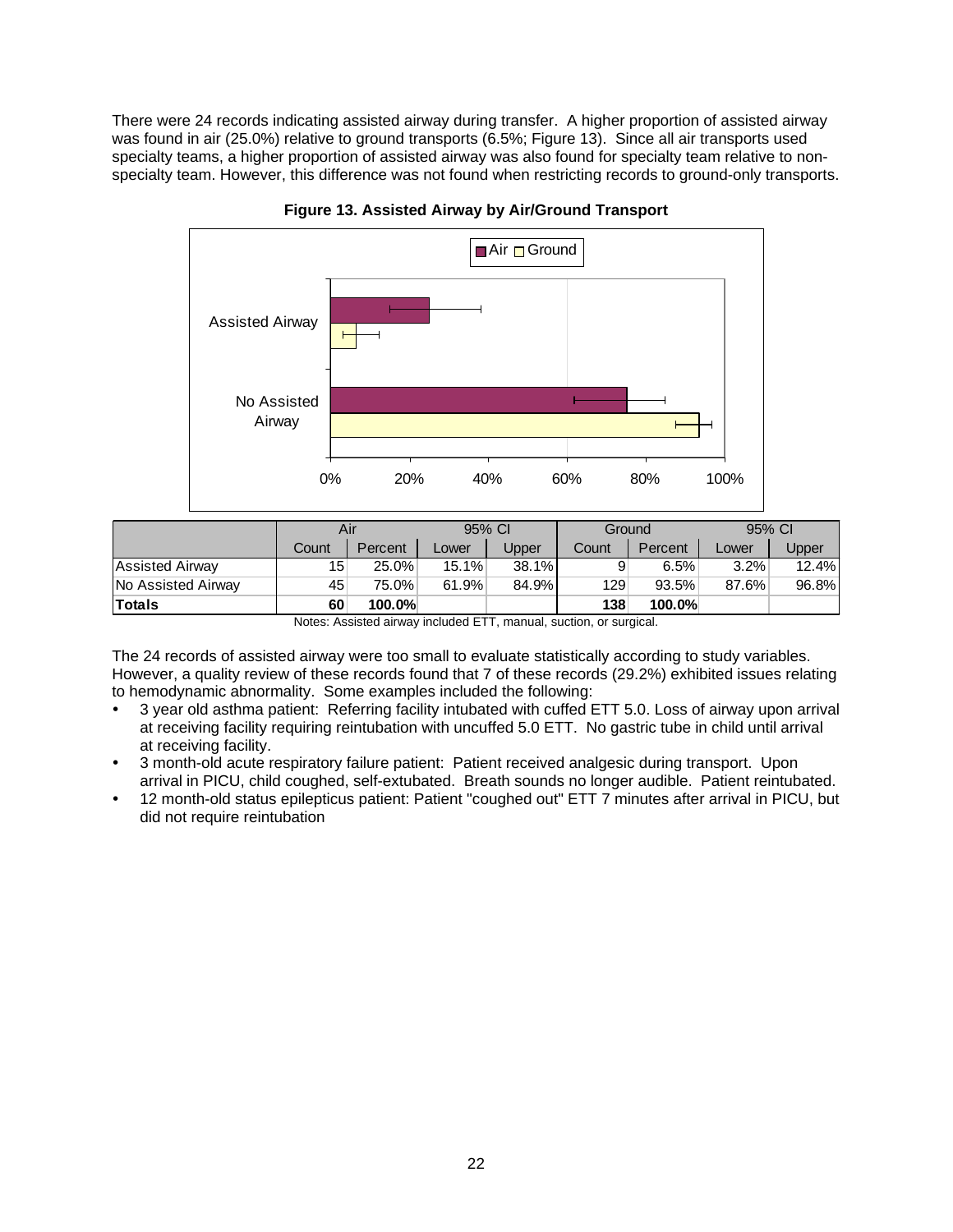There were 24 records indicating assisted airway during transfer. A higher proportion of assisted airway was found in air (25.0%) relative to ground transports (6.5%; Figure 13). Since all air transports used specialty teams, a higher proportion of assisted airway was also found for specialty team relative to non-specialty team. However, this difference was not found when restricting records to ground-only transports.

**Figure 13. Assisted Airway by Air/Ground Transport**

Air Ground

Assisted Airway

No Assisted Airway

0% 20% 40% 60% 80% 100%

| | Air | | 95% CI | | Ground | | 95% CI | |
|---|---|---|---|---|---|---|---|---|
| | Count | Percent | Lower | Upper | Count | Percent | Lower | Upper |
| Assisted Airway | 15 | 25.0% | 15.1% | 38.1% | 9 | 6.5% | 3.2% | 12.4% |
| No Assisted Airway | 45 | 75.0% | 61.9% | 84.9% | 129 | 93.5% | 87.6% | 96.8% |
| **Totals** | **60** | **100.0%** | | | **138** | **100.0%** | | |

Notes: Assisted airway included ETT, manual, suction, or surgical.

The 24 records of assisted airway were too small to evaluate statistically according to study variables. However, a quality review of these records found that 7 of these records (29.2%) exhibited issues relating to hemodynamic abnormality. Some examples included the following:

- 3 year old asthma patient: Referring facility intubated with cuffed ETT 5.0. Loss of airway upon arrival at receiving facility requiring reintubation with uncuffed 5.0 ETT. No gastric tube in child until arrival at receiving facility.
- 3 month-old acute respiratory failure patient: Patient received analgesic during transport. Upon arrival in PICU, child coughed, self-extubated. Breath sounds no longer audible. Patient reintubated.
- 12 month-old status epilepticus patient: Patient "coughed out" ETT 7 minutes after arrival in PICU, but did not require reintubation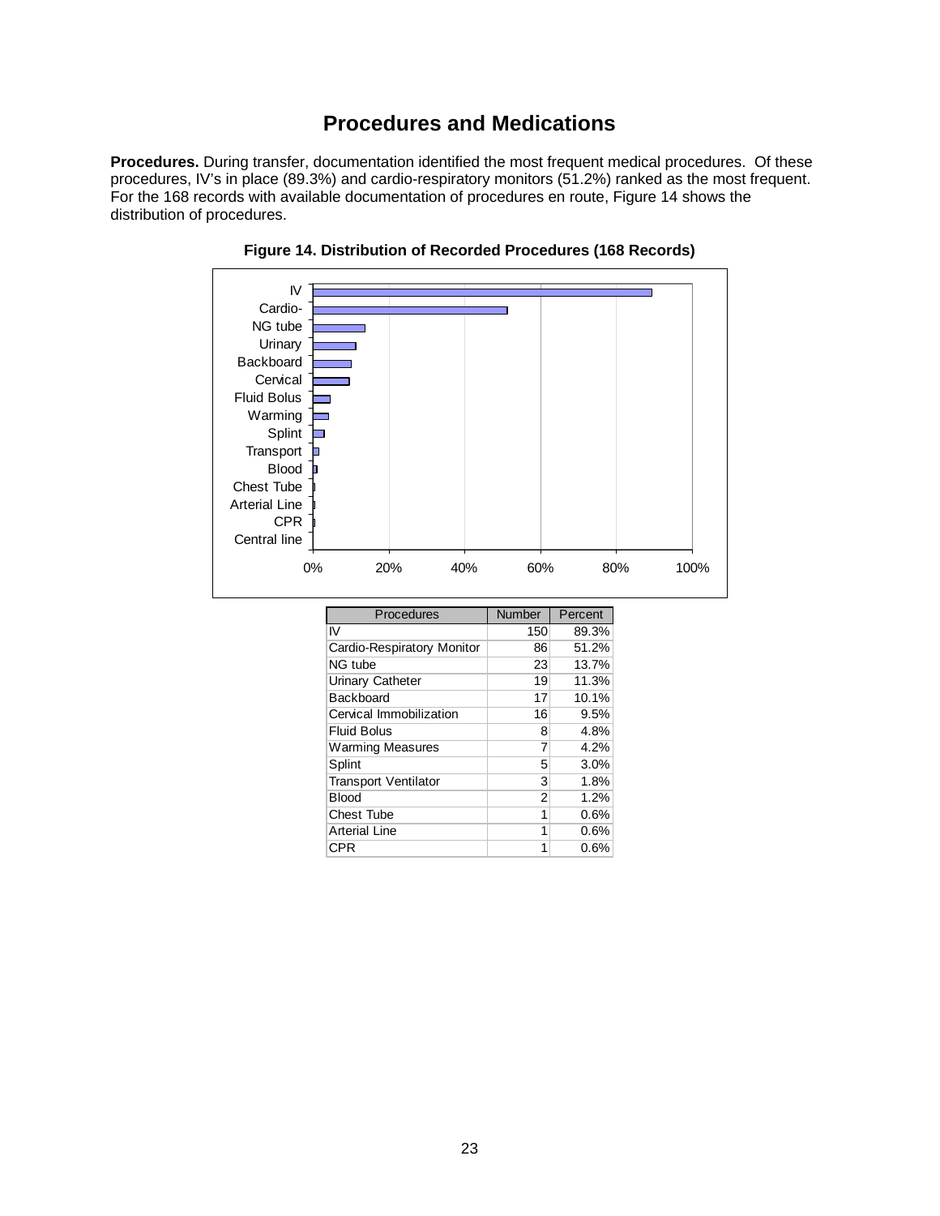## Procedures and Medications

**Procedures.** During transfer, documentation identified the most frequent medical procedures. Of these procedures, IV's in place (89.3%) and cardio-respiratory monitors (51.2%) ranked as the most frequent. For the 168 records with available documentation of procedures en route, Figure 14 shows the distribution of procedures.

**Figure 14. Distribution of Recorded Procedures (168 Records)**

IV
Cardio-
NG tube
Urinary
Backboard
Cervical
Fluid Bolus
Warming
Splint
Transport
Blood
Chest Tube
Arterial Line
CPR
Central line

0% 20% 40% 60% 80% 100%

| Procedures | Number | Percent |
|---|---|---|
| IV | 150 | 89.3% |
| Cardio-Respiratory Monitor | 86 | 51.2% |
| NG tube | 23 | 13.7% |
| Urinary Catheter | 19 | 11.3% |
| Backboard | 17 | 10.1% |
| Cervical Immobilization | 16 | 9.5% |
| Fluid Bolus | 8 | 4.8% |
| Warming Measures | 7 | 4.2% |
| Splint | 5 | 3.0% |
| Transport Ventilator | 3 | 1.8% |
| Blood | 2 | 1.2% |
| Chest Tube | 1 | 0.6% |
| Arterial Line | 1 | 0.6% |
| CPR | 1 | 0.6% |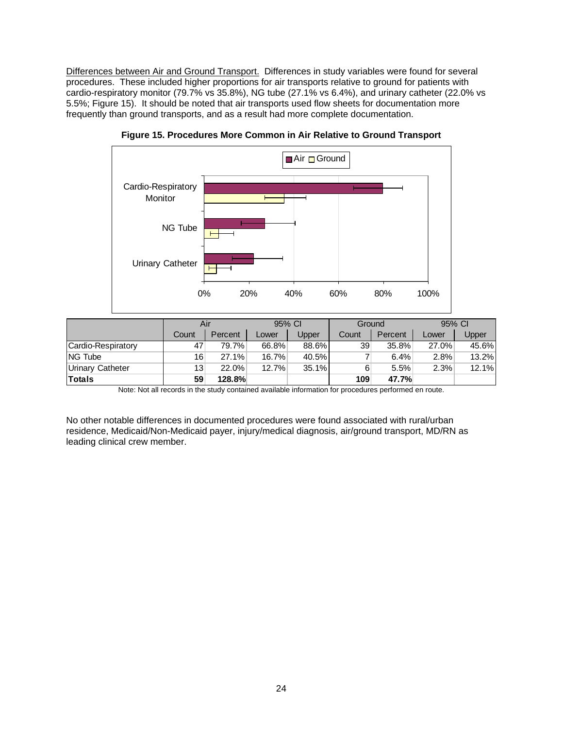Differences between Air and Ground Transport. Differences in study variables were found for several procedures. These included higher proportions for air transports relative to ground for patients with cardio-respiratory monitor (79.7% vs 35.8%), NG tube (27.1% vs 6.4%), and urinary catheter (22.0% vs 5.5%; Figure 15). It should be noted that air transports used flow sheets for documentation more frequently than ground transports, and as a result had more complete documentation.

**Figure 15. Procedures More Common in Air Relative to Ground Transport**

Air
Ground

Cardio-Respiratory Monitor
NG Tube
Urinary Catheter

0%
20%
40%
60%
80%
100%

| | Air | | 95% CI | | Ground | | 95% CI | |
|---|---|---|---|---|---|---|---|---|
| | Count | Percent | Lower | Upper | Count | Percent | Lower | Upper |
| Cardio-Respiratory | 47 | 79.7% | 66.8% | 88.6% | 39 | 35.8% | 27.0% | 45.6% |
| NG Tube | 16 | 27.1% | 16.7% | 40.5% | 7 | 6.4% | 2.8% | 13.2% |
| Urinary Catheter | 13 | 22.0% | 12.7% | 35.1% | 6 | 5.5% | 2.3% | 12.1% |
| **Totals** | **59** | **128.8%** | | | **109** | **47.7%** | | |

Note: Not all records in the study contained available information for procedures performed en route.

No other notable differences in documented procedures were found associated with rural/urban residence, Medicaid/Non-Medicaid payer, injury/medical diagnosis, air/ground transport, MD/RN as leading clinical crew member.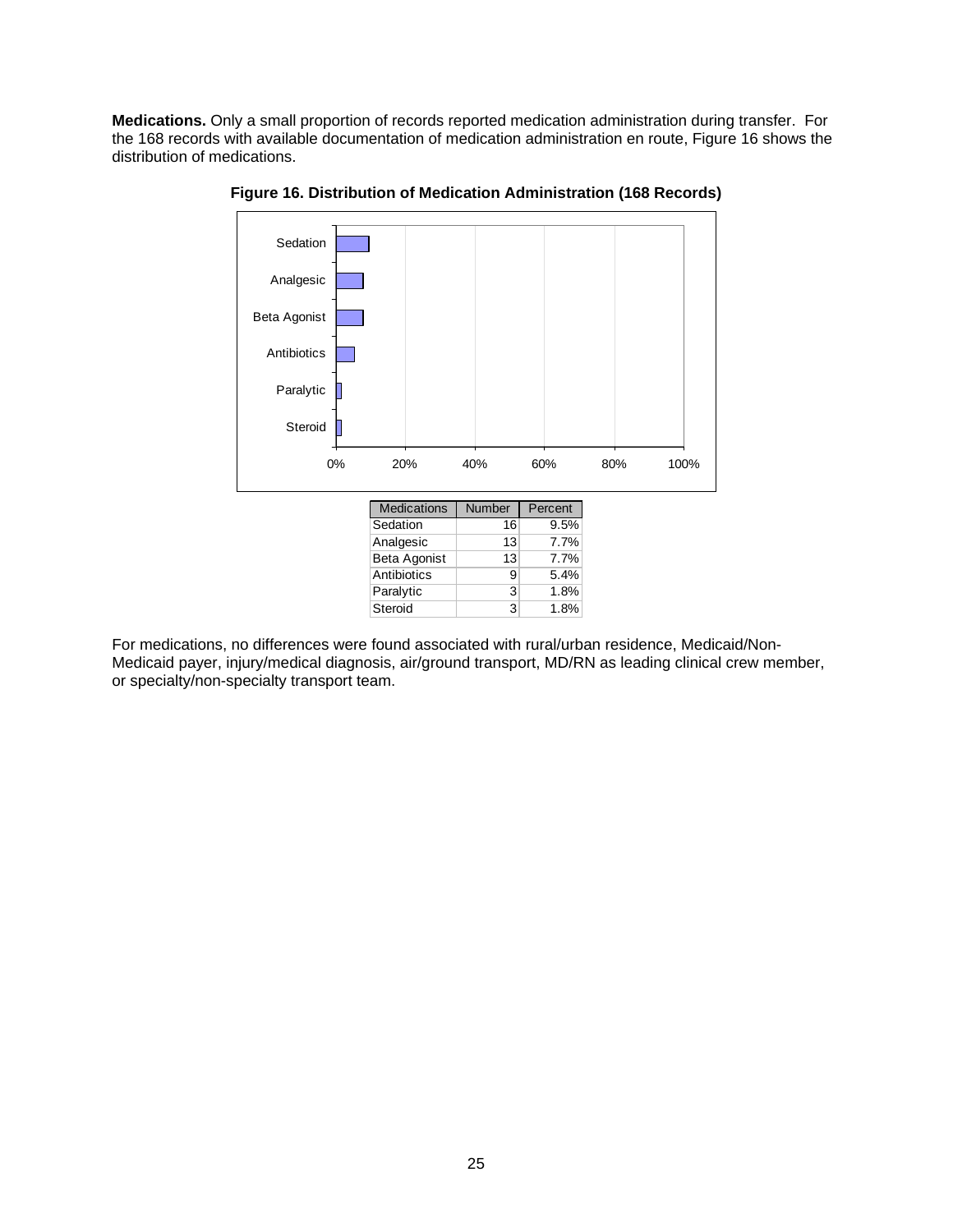**Medications.** Only a small proportion of records reported medication administration during transfer. For the 168 records with available documentation of medication administration en route, Figure 16 shows the distribution of medications.

**Figure 16. Distribution of Medication Administration (168 Records)**

| Medications | Number | Percent |
|---|---|---|
| Sedation | 16 | 9.5% |
| Analgesic | 13 | 7.7% |
| Beta Agonist | 13 | 7.7% |
| Antibiotics | 9 | 5.4% |
| Paralytic | 3 | 1.8% |
| Steroid | 3 | 1.8% |

For medications, no differences were found associated with rural/urban residence, Medicaid/Non-Medicaid payer, injury/medical diagnosis, air/ground transport, MD/RN as leading clinical crew member, or specialty/non-specialty transport team.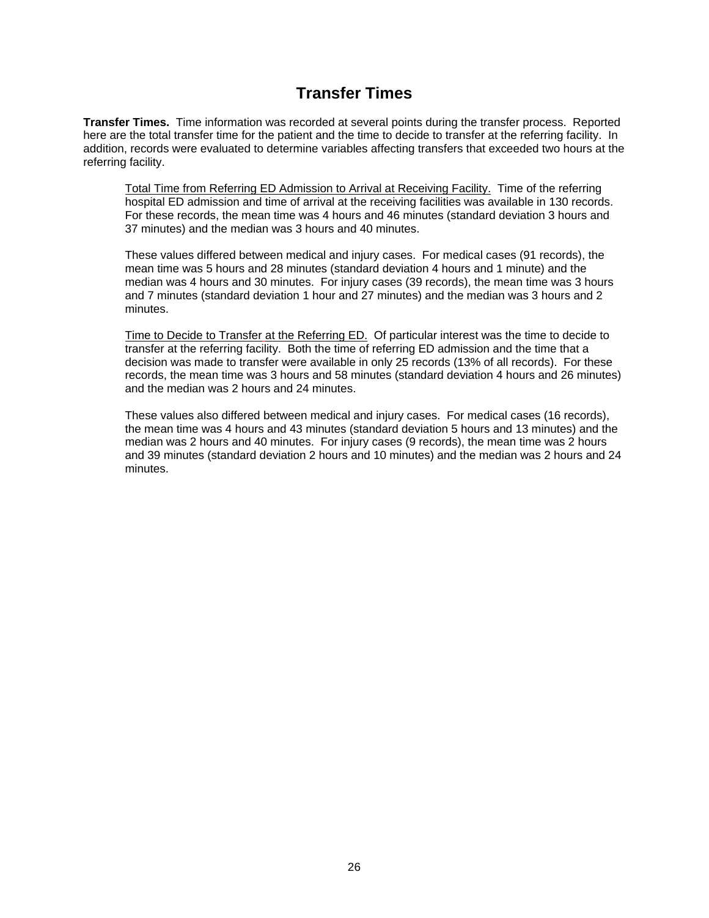# Transfer Times

**Transfer Times.** Time information was recorded at several points during the transfer process. Reported here are the total transfer time for the patient and the time to decide to transfer at the referring facility. In addition, records were evaluated to determine variables affecting transfers that exceeded two hours at the referring facility.

<u>Total Time from Referring ED Admission to Arrival at Receiving Facility.</u> Time of the referring hospital ED admission and time of arrival at the receiving facilities was available in 130 records. For these records, the mean time was 4 hours and 46 minutes (standard deviation 3 hours and 37 minutes) and the median was 3 hours and 40 minutes.

These values differed between medical and injury cases. For medical cases (91 records), the mean time was 5 hours and 28 minutes (standard deviation 4 hours and 1 minute) and the median was 4 hours and 30 minutes. For injury cases (39 records), the mean time was 3 hours and 7 minutes (standard deviation 1 hour and 27 minutes) and the median was 3 hours and 2 minutes.

<u>Time to Decide to Transfer at the Referring ED.</u> Of particular interest was the time to decide to transfer at the referring facility. Both the time of referring ED admission and the time that a decision was made to transfer were available in only 25 records (13% of all records). For these records, the mean time was 3 hours and 58 minutes (standard deviation 4 hours and 26 minutes) and the median was 2 hours and 24 minutes.

These values also differed between medical and injury cases. For medical cases (16 records), the mean time was 4 hours and 43 minutes (standard deviation 5 hours and 13 minutes) and the median was 2 hours and 40 minutes. For injury cases (9 records), the mean time was 2 hours and 39 minutes (standard deviation 2 hours and 10 minutes) and the median was 2 hours and 24 minutes.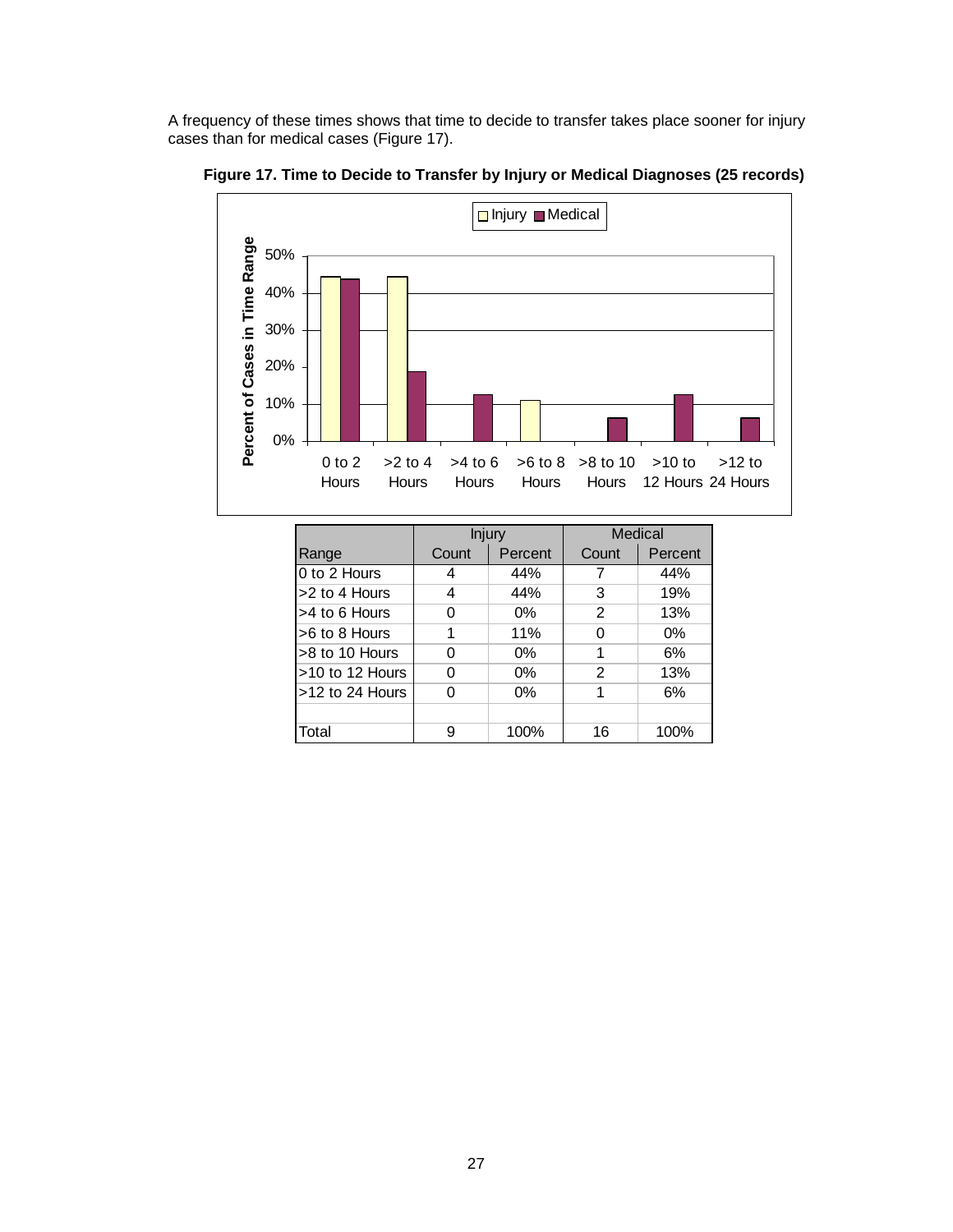A frequency of these times shows that time to decide to transfer takes place sooner for injury cases than for medical cases (Figure 17).

**Figure 17. Time to Decide to Transfer by Injury or Medical Diagnoses (25 records)**

Injury Medical

Percent of Cases in Time Range

50%
40%
30%
20%
10%
0%

0 to 2 Hours
>2 to 4 Hours
>4 to 6 Hours
>6 to 8 Hours
>8 to 10 Hours
>10 to 12 Hours
>12 to 24 Hours

| | Injury | | Medical | |
|---|---|---|---|---|
| Range | Count | Percent | Count | Percent |
| 0 to 2 Hours | 4 | 44% | 7 | 44% |
| >2 to 4 Hours | 4 | 44% | 3 | 19% |
| >4 to 6 Hours | 0 | 0% | 2 | 13% |
| >6 to 8 Hours | 1 | 11% | 0 | 0% |
| >8 to 10 Hours | 0 | 0% | 1 | 6% |
| >10 to 12 Hours | 0 | 0% | 2 | 13% |
| >12 to 24 Hours | 0 | 0% | 1 | 6% |
| | | | | |
| Total | 9 | 100% | 16 | 100% |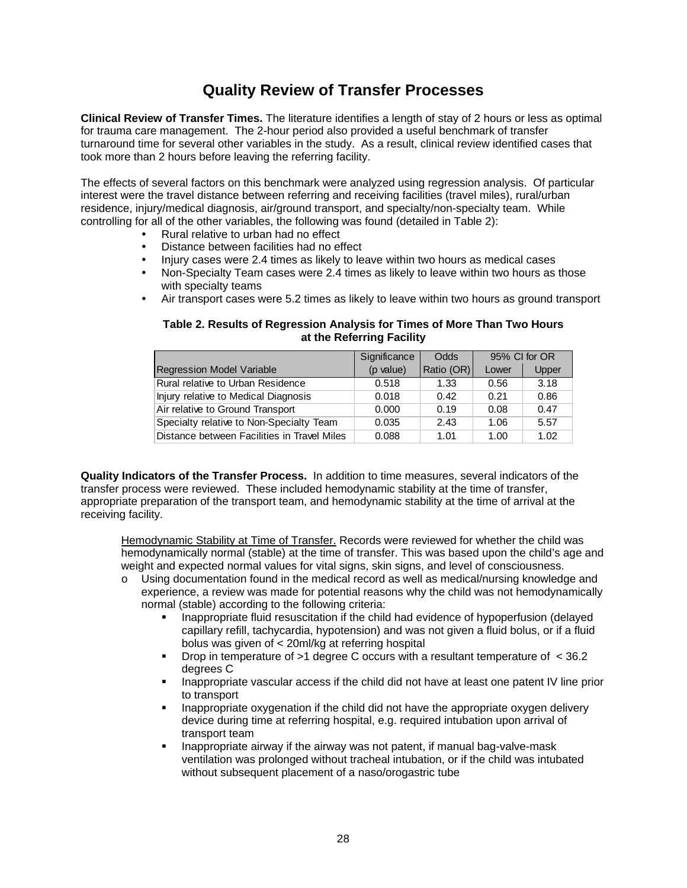# Quality Review of Transfer Processes

**Clinical Review of Transfer Times.** The literature identifies a length of stay of 2 hours or less as optimal for trauma care management. The 2-hour period also provided a useful benchmark of transfer turnaround time for several other variables in the study. As a result, clinical review identified cases that took more than 2 hours before leaving the referring facility.

The effects of several factors on this benchmark were analyzed using regression analysis. Of particular interest were the travel distance between referring and receiving facilities (travel miles), rural/urban residence, injury/medical diagnosis, air/ground transport, and specialty/non-specialty team. While controlling for all of the other variables, the following was found (detailed in Table 2):

- Rural relative to urban had no effect
- Distance between facilities had no effect
- Injury cases were 2.4 times as likely to leave within two hours as medical cases
- Non-Specialty Team cases were 2.4 times as likely to leave within two hours as those with specialty teams
- Air transport cases were 5.2 times as likely to leave within two hours as ground transport

**Table 2. Results of Regression Analysis for Times of More Than Two Hours at the Referring Facility**

| Regression Model Variable | Significance (p value) | Odds Ratio (OR) | 95% CI for OR Lower | Upper |
|---|---|---|---|---|
| Rural relative to Urban Residence | 0.518 | 1.33 | 0.56 | 3.18 |
| Injury relative to Medical Diagnosis | 0.018 | 0.42 | 0.21 | 0.86 |
| Air relative to Ground Transport | 0.000 | 0.19 | 0.08 | 0.47 |
| Specialty relative to Non-Specialty Team | 0.035 | 2.43 | 1.06 | 5.57 |
| Distance between Facilities in Travel Miles | 0.088 | 1.01 | 1.00 | 1.02 |

**Quality Indicators of the Transfer Process.** In addition to time measures, several indicators of the transfer process were reviewed. These included hemodynamic stability at the time of transfer, appropriate preparation of the transport team, and hemodynamic stability at the time of arrival at the receiving facility.

Hemodynamic Stability at Time of Transfer. Records were reviewed for whether the child was hemodynamically normal (stable) at the time of transfer. This was based upon the child's age and weight and expected normal values for vital signs, skin signs, and level of consciousness.

- Using documentation found in the medical record as well as medical/nursing knowledge and experience, a review was made for potential reasons why the child was not hemodynamically normal (stable) according to the following criteria:
  - Inappropriate fluid resuscitation if the child had evidence of hypoperfusion (delayed capillary refill, tachycardia, hypotension) and was not given a fluid bolus, or if a fluid bolus was given of < 20ml/kg at referring hospital
  - Drop in temperature of >1 degree C occurs with a resultant temperature of < 36.2 degrees C
  - Inappropriate vascular access if the child did not have at least one patent IV line prior to transport
  - Inappropriate oxygenation if the child did not have the appropriate oxygen delivery device during time at referring hospital, e.g. required intubation upon arrival of transport team
  - Inappropriate airway if the airway was not patent, if manual bag-valve-mask ventilation was prolonged without tracheal intubation, or if the child was intubated without subsequent placement of a naso/orogastric tube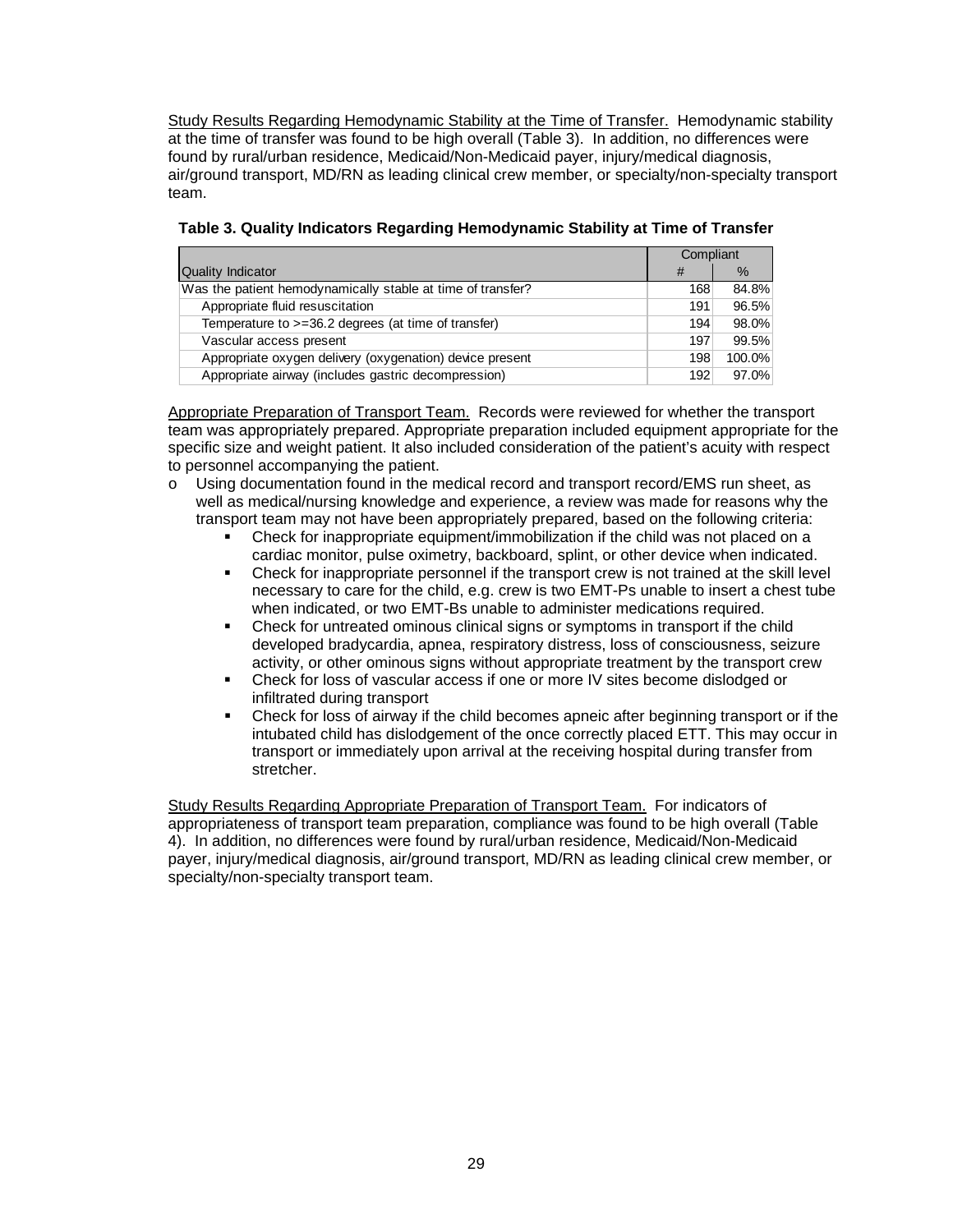Study Results Regarding Hemodynamic Stability at the Time of Transfer. Hemodynamic stability at the time of transfer was found to be high overall (Table 3). In addition, no differences were found by rural/urban residence, Medicaid/Non-Medicaid payer, injury/medical diagnosis, air/ground transport, MD/RN as leading clinical crew member, or specialty/non-specialty transport team.

**Table 3. Quality Indicators Regarding Hemodynamic Stability at Time of Transfer**

| | Compliant | |
|---|---|---|
| Quality Indicator | # | % |
| Was the patient hemodynamically stable at time of transfer? | 168 | 84.8% |
| Appropriate fluid resuscitation | 191 | 96.5% |
| Temperature to >=36.2 degrees (at time of transfer) | 194 | 98.0% |
| Vascular access present | 197 | 99.5% |
| Appropriate oxygen delivery (oxygenation) device present | 198 | 100.0% |
| Appropriate airway (includes gastric decompression) | 192 | 97.0% |

Appropriate Preparation of Transport Team. Records were reviewed for whether the transport team was appropriately prepared. Appropriate preparation included equipment appropriate for the specific size and weight patient. It also included consideration of the patient's acuity with respect to personnel accompanying the patient.

- Using documentation found in the medical record and transport record/EMS run sheet, as well as medical/nursing knowledge and experience, a review was made for reasons why the transport team may not have been appropriately prepared, based on the following criteria:
  - Check for inappropriate equipment/immobilization if the child was not placed on a cardiac monitor, pulse oximetry, backboard, splint, or other device when indicated.
  - Check for inappropriate personnel if the transport crew is not trained at the skill level necessary to care for the child, e.g. crew is two EMT-Ps unable to insert a chest tube when indicated, or two EMT-Bs unable to administer medications required.
  - Check for untreated ominous clinical signs or symptoms in transport if the child developed bradycardia, apnea, respiratory distress, loss of consciousness, seizure activity, or other ominous signs without appropriate treatment by the transport crew
  - Check for loss of vascular access if one or more IV sites become dislodged or infiltrated during transport
  - Check for loss of airway if the child becomes apneic after beginning transport or if the intubated child has dislodgement of the once correctly placed ETT. This may occur in transport or immediately upon arrival at the receiving hospital during transfer from stretcher.

Study Results Regarding Appropriate Preparation of Transport Team. For indicators of appropriateness of transport team preparation, compliance was found to be high overall (Table 4). In addition, no differences were found by rural/urban residence, Medicaid/Non-Medicaid payer, injury/medical diagnosis, air/ground transport, MD/RN as leading clinical crew member, or specialty/non-specialty transport team.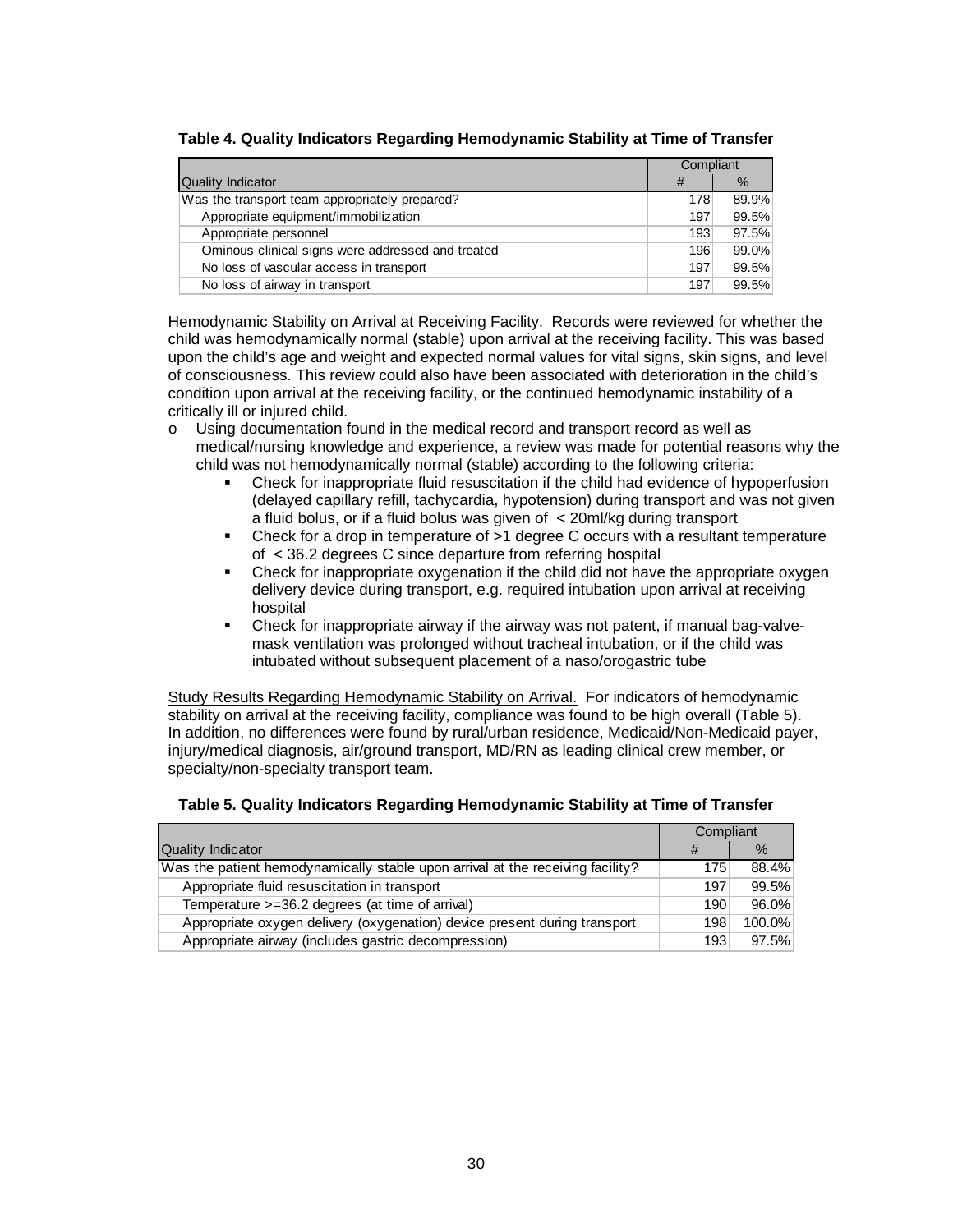**Table 4. Quality Indicators Regarding Hemodynamic Stability at Time of Transfer**

| | Compliant | |
|---|---|---|
| Quality Indicator | # | % |
| Was the transport team appropriately prepared? | 178 | 89.9% |
| Appropriate equipment/immobilization | 197 | 99.5% |
| Appropriate personnel | 193 | 97.5% |
| Ominous clinical signs were addressed and treated | 196 | 99.0% |
| No loss of vascular access in transport | 197 | 99.5% |
| No loss of airway in transport | 197 | 99.5% |

Hemodynamic Stability on Arrival at Receiving Facility. Records were reviewed for whether the child was hemodynamically normal (stable) upon arrival at the receiving facility. This was based upon the child's age and weight and expected normal values for vital signs, skin signs, and level of consciousness. This review could also have been associated with deterioration in the child's condition upon arrival at the receiving facility, or the continued hemodynamic instability of a critically ill or injured child.

- Using documentation found in the medical record and transport record as well as medical/nursing knowledge and experience, a review was made for potential reasons why the child was not hemodynamically normal (stable) according to the following criteria:
  - Check for inappropriate fluid resuscitation if the child had evidence of hypoperfusion (delayed capillary refill, tachycardia, hypotension) during transport and was not given a fluid bolus, or if a fluid bolus was given of < 20ml/kg during transport
  - Check for a drop in temperature of >1 degree C occurs with a resultant temperature of < 36.2 degrees C since departure from referring hospital
  - Check for inappropriate oxygenation if the child did not have the appropriate oxygen delivery device during transport, e.g. required intubation upon arrival at receiving hospital
  - Check for inappropriate airway if the airway was not patent, if manual bag-valve-mask ventilation was prolonged without tracheal intubation, or if the child was intubated without subsequent placement of a naso/orogastric tube

Study Results Regarding Hemodynamic Stability on Arrival. For indicators of hemodynamic stability on arrival at the receiving facility, compliance was found to be high overall (Table 5). In addition, no differences were found by rural/urban residence, Medicaid/Non-Medicaid payer, injury/medical diagnosis, air/ground transport, MD/RN as leading clinical crew member, or specialty/non-specialty transport team.

**Table 5. Quality Indicators Regarding Hemodynamic Stability at Time of Transfer**

| | Compliant | |
|---|---|---|
| Quality Indicator | # | % |
| Was the patient hemodynamically stable upon arrival at the receiving facility? | 175 | 88.4% |
| Appropriate fluid resuscitation in transport | 197 | 99.5% |
| Temperature >=36.2 degrees (at time of arrival) | 190 | 96.0% |
| Appropriate oxygen delivery (oxygenation) device present during transport | 198 | 100.0% |
| Appropriate airway (includes gastric decompression) | 193 | 97.5% |